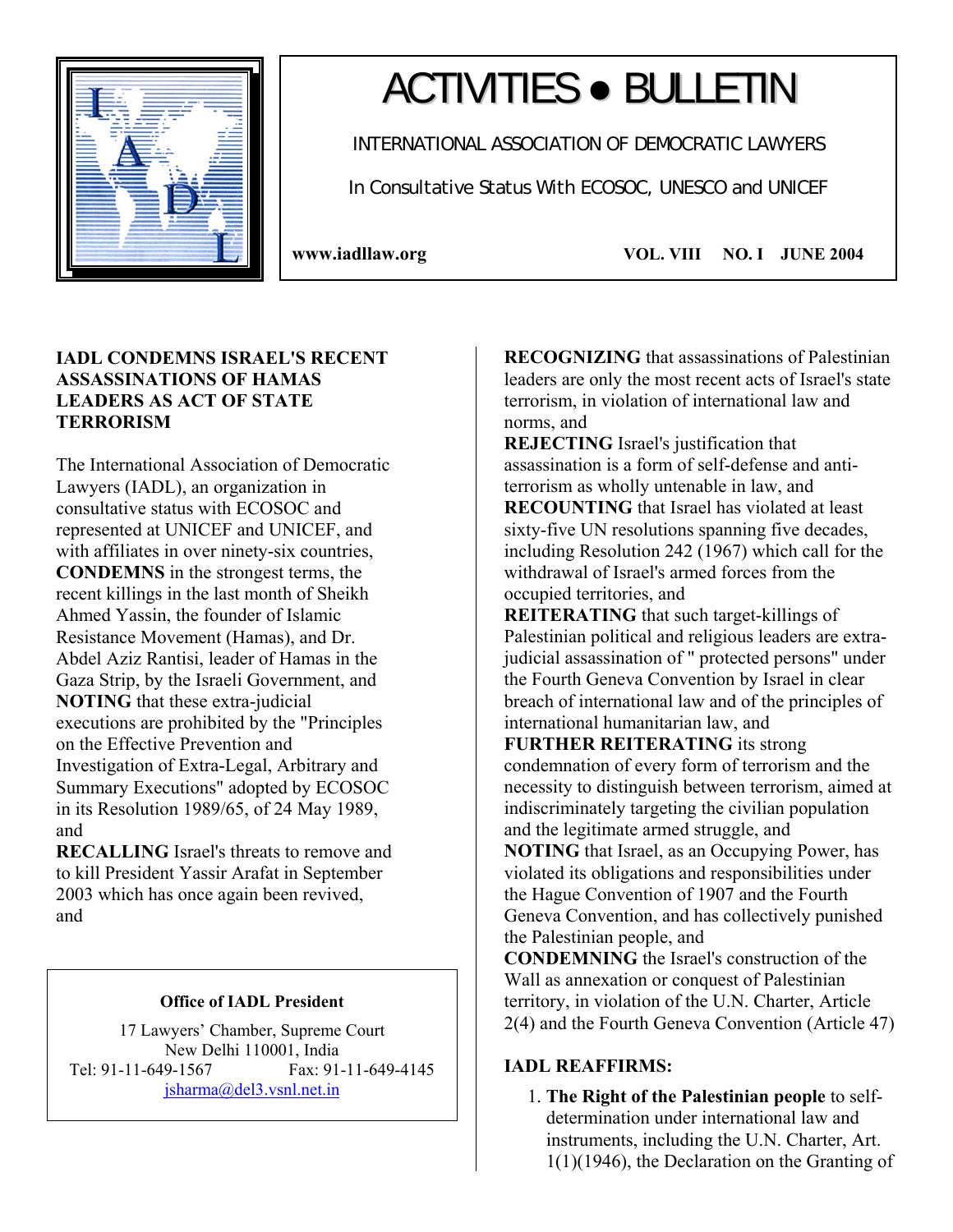# ACTIVITIES • BULLETIN

INTERNATIONAL ASSOCIATION OF DEMOCRATIC LAWYERS

In Consultative Status With ECOSOC, UNESCO and UNICEF

**www.iadllaw.org** **VOL. VIII NO. I JUNE 2004**

## IADL CONDEMNS ISRAEL'S RECENT ASSASSINATIONS OF HAMAS LEADERS AS ACT OF STATE TERRORISM

The International Association of Democratic Lawyers (IADL), an organization in consultative status with ECOSOC and represented at UNICEF and UNICEF, and with affiliates in over ninety-six countries, **CONDEMNS** in the strongest terms, the recent killings in the last month of Sheikh Ahmed Yassin, the founder of Islamic Resistance Movement (Hamas), and Dr. Abdel Aziz Rantisi, leader of Hamas in the Gaza Strip, by the Israeli Government, and **NOTING** that these extra-judicial executions are prohibited by the "Principles on the Effective Prevention and Investigation of Extra-Legal, Arbitrary and Summary Executions" adopted by ECOSOC in its Resolution 1989/65, of 24 May 1989, and

**RECALLING** Israel's threats to remove and to kill President Yassir Arafat in September 2003 which has once again been revived, and

**RECOGNIZING** that assassinations of Palestinian leaders are only the most recent acts of Israel's state terrorism, in violation of international law and norms, and

**REJECTING** Israel's justification that assassination is a form of self-defense and anti-terrorism as wholly untenable in law, and

**RECOUNTING** that Israel has violated at least sixty-five UN resolutions spanning five decades, including Resolution 242 (1967) which call for the withdrawal of Israel's armed forces from the occupied territories, and

**REITERATING** that such target-killings of Palestinian political and religious leaders are extra-judicial assassination of " protected persons" under the Fourth Geneva Convention by Israel in clear breach of international law and of the principles of international humanitarian law, and

**FURTHER REITERATING** its strong condemnation of every form of terrorism and the necessity to distinguish between terrorism, aimed at indiscriminately targeting the civilian population and the legitimate armed struggle, and

**NOTING** that Israel, as an Occupying Power, has violated its obligations and responsibilities under the Hague Convention of 1907 and the Fourth Geneva Convention, and has collectively punished the Palestinian people, and

**CONDEMNING** the Israel's construction of the Wall as annexation or conquest of Palestinian territory, in violation of the U.N. Charter, Article 2(4) and the Fourth Geneva Convention (Article 47)

**IADL REAFFIRMS:**

1. **The Right of the Palestinian people** to self-determination under international law and instruments, including the U.N. Charter, Art. 1(1)(1946), the Declaration on the Granting of

---

**Office of IADL President**

17 Lawyers' Chamber, Supreme Court
New Delhi 110001, India
Tel: 91-11-649-1567 Fax: 91-11-649-4145
jsharma@del3.vsnl.net.in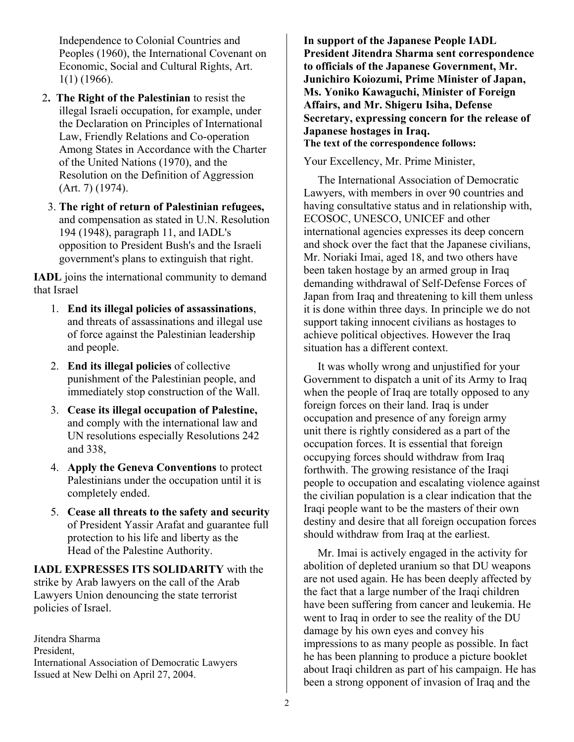Independence to Colonial Countries and Peoples (1960), the International Covenant on Economic, Social and Cultural Rights, Art. 1(1) (1966).

2. **The Right of the Palestinian** to resist the illegal Israeli occupation, for example, under the Declaration on Principles of International Law, Friendly Relations and Co-operation Among States in Accordance with the Charter of the United Nations (1970), and the Resolution on the Definition of Aggression (Art. 7) (1974).

3. **The right of return of Palestinian refugees,** and compensation as stated in U.N. Resolution 194 (1948), paragraph 11, and IADL's opposition to President Bush's and the Israeli government's plans to extinguish that right.

**IADL** joins the international community to demand that Israel

1. **End its illegal policies of assassinations**, and threats of assassinations and illegal use of force against the Palestinian leadership and people.
2. **End its illegal policies** of collective punishment of the Palestinian people, and immediately stop construction of the Wall.
3. **Cease its illegal occupation of Palestine,** and comply with the international law and UN resolutions especially Resolutions 242 and 338,
4. **Apply the Geneva Conventions** to protect Palestinians under the occupation until it is completely ended.
5. **Cease all threats to the safety and security** of President Yassir Arafat and guarantee full protection to his life and liberty as the Head of the Palestine Authority.

**IADL EXPRESSES ITS SOLIDARITY** with the strike by Arab lawyers on the call of the Arab Lawyers Union denouncing the state terrorist policies of Israel.

Jitendra Sharma
President,
International Association of Democratic Lawyers
Issued at New Delhi on April 27, 2004.

**In support of the Japanese People IADL President Jitendra Sharma sent correspondence to officials of the Japanese Government, Mr. Junichiro Koiozumi, Prime Minister of Japan, Ms. Yoniko Kawaguchi, Minister of Foreign Affairs, and Mr. Shigeru Isiha, Defense Secretary, expressing concern for the release of Japanese hostages in Iraq.**
**The text of the correspondence follows:**

Your Excellency, Mr. Prime Minister,

The International Association of Democratic Lawyers, with members in over 90 countries and having consultative status and in relationship with, ECOSOC, UNESCO, UNICEF and other international agencies expresses its deep concern and shock over the fact that the Japanese civilians, Mr. Noriaki Imai, aged 18, and two others have been taken hostage by an armed group in Iraq demanding withdrawal of Self-Defense Forces of Japan from Iraq and threatening to kill them unless it is done within three days. In principle we do not support taking innocent civilians as hostages to achieve political objectives. However the Iraq situation has a different context.

It was wholly wrong and unjustified for your Government to dispatch a unit of its Army to Iraq when the people of Iraq are totally opposed to any foreign forces on their land. Iraq is under occupation and presence of any foreign army unit there is rightly considered as a part of the occupation forces. It is essential that foreign occupying forces should withdraw from Iraq forthwith. The growing resistance of the Iraqi people to occupation and escalating violence against the civilian population is a clear indication that the Iraqi people want to be the masters of their own destiny and desire that all foreign occupation forces should withdraw from Iraq at the earliest.

Mr. Imai is actively engaged in the activity for abolition of depleted uranium so that DU weapons are not used again. He has been deeply affected by the fact that a large number of the Iraqi children have been suffering from cancer and leukemia. He went to Iraq in order to see the reality of the DU damage by his own eyes and convey his impressions to as many people as possible. In fact he has been planning to produce a picture booklet about Iraqi children as part of his campaign. He has been a strong opponent of invasion of Iraq and the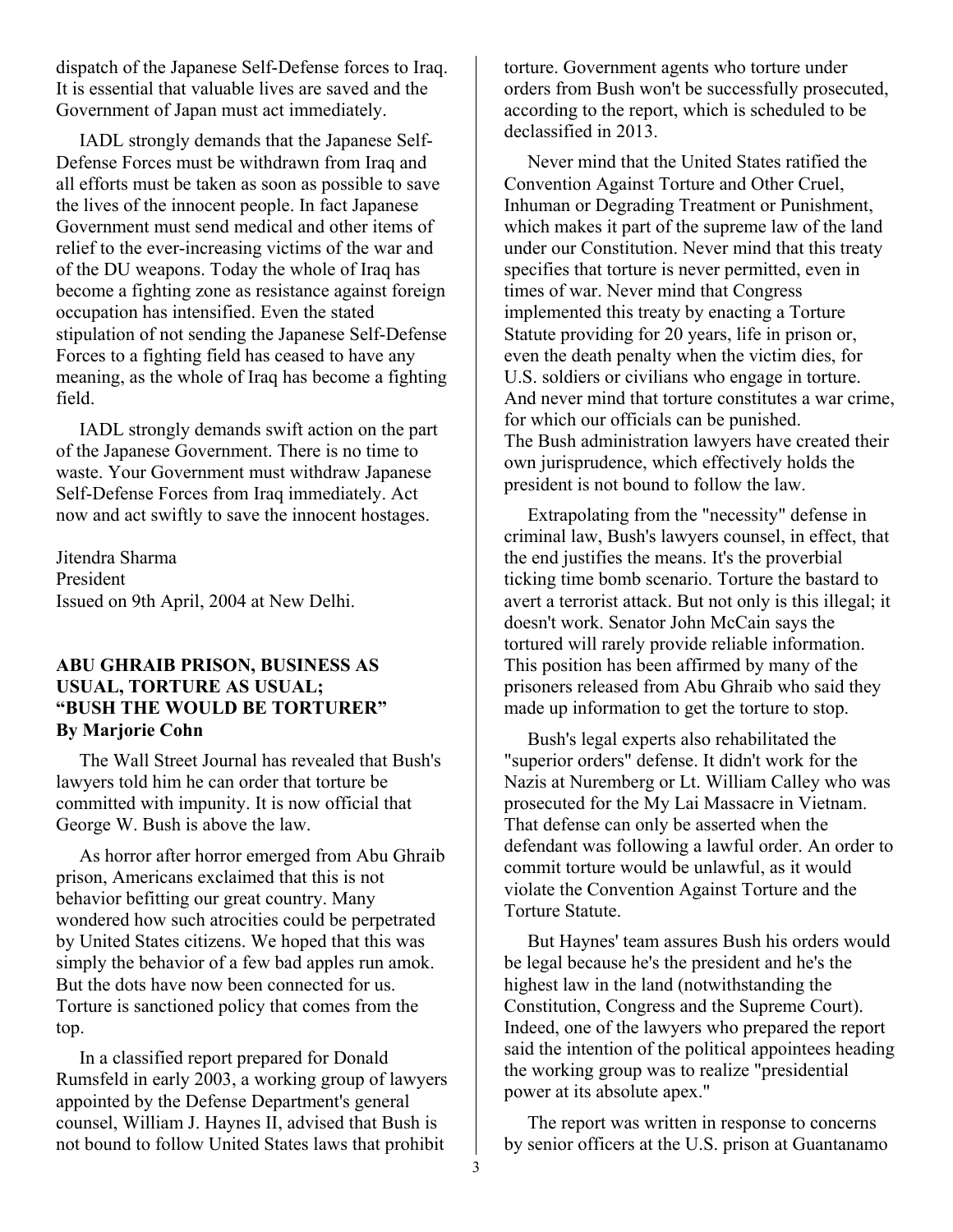dispatch of the Japanese Self-Defense forces to Iraq. It is essential that valuable lives are saved and the Government of Japan must act immediately.

IADL strongly demands that the Japanese Self-Defense Forces must be withdrawn from Iraq and all efforts must be taken as soon as possible to save the lives of the innocent people. In fact Japanese Government must send medical and other items of relief to the ever-increasing victims of the war and of the DU weapons. Today the whole of Iraq has become a fighting zone as resistance against foreign occupation has intensified. Even the stated stipulation of not sending the Japanese Self-Defense Forces to a fighting field has ceased to have any meaning, as the whole of Iraq has become a fighting field.

IADL strongly demands swift action on the part of the Japanese Government. There is no time to waste. Your Government must withdraw Japanese Self-Defense Forces from Iraq immediately. Act now and act swiftly to save the innocent hostages.

Jitendra Sharma
President
Issued on 9th April, 2004 at New Delhi.

## ABU GHRAIB PRISON, BUSINESS AS USUAL, TORTURE AS USUAL; "BUSH THE WOULD BE TORTURER"

**By Marjorie Cohn**

The Wall Street Journal has revealed that Bush's lawyers told him he can order that torture be committed with impunity. It is now official that George W. Bush is above the law.

As horror after horror emerged from Abu Ghraib prison, Americans exclaimed that this is not behavior befitting our great country. Many wondered how such atrocities could be perpetrated by United States citizens. We hoped that this was simply the behavior of a few bad apples run amok. But the dots have now been connected for us. Torture is sanctioned policy that comes from the top.

In a classified report prepared for Donald Rumsfeld in early 2003, a working group of lawyers appointed by the Defense Department's general counsel, William J. Haynes II, advised that Bush is not bound to follow United States laws that prohibit torture. Government agents who torture under orders from Bush won't be successfully prosecuted, according to the report, which is scheduled to be declassified in 2013.

Never mind that the United States ratified the Convention Against Torture and Other Cruel, Inhuman or Degrading Treatment or Punishment, which makes it part of the supreme law of the land under our Constitution. Never mind that this treaty specifies that torture is never permitted, even in times of war. Never mind that Congress implemented this treaty by enacting a Torture Statute providing for 20 years, life in prison or, even the death penalty when the victim dies, for U.S. soldiers or civilians who engage in torture. And never mind that torture constitutes a war crime, for which our officials can be punished.
The Bush administration lawyers have created their own jurisprudence, which effectively holds the president is not bound to follow the law.

Extrapolating from the "necessity" defense in criminal law, Bush's lawyers counsel, in effect, that the end justifies the means. It's the proverbial ticking time bomb scenario. Torture the bastard to avert a terrorist attack. But not only is this illegal; it doesn't work. Senator John McCain says the tortured will rarely provide reliable information. This position has been affirmed by many of the prisoners released from Abu Ghraib who said they made up information to get the torture to stop.

Bush's legal experts also rehabilitated the "superior orders" defense. It didn't work for the Nazis at Nuremberg or Lt. William Calley who was prosecuted for the My Lai Massacre in Vietnam. That defense can only be asserted when the defendant was following a lawful order. An order to commit torture would be unlawful, as it would violate the Convention Against Torture and the Torture Statute.

But Haynes' team assures Bush his orders would be legal because he's the president and he's the highest law in the land (notwithstanding the Constitution, Congress and the Supreme Court). Indeed, one of the lawyers who prepared the report said the intention of the political appointees heading the working group was to realize "presidential power at its absolute apex."

The report was written in response to concerns by senior officers at the U.S. prison at Guantanamo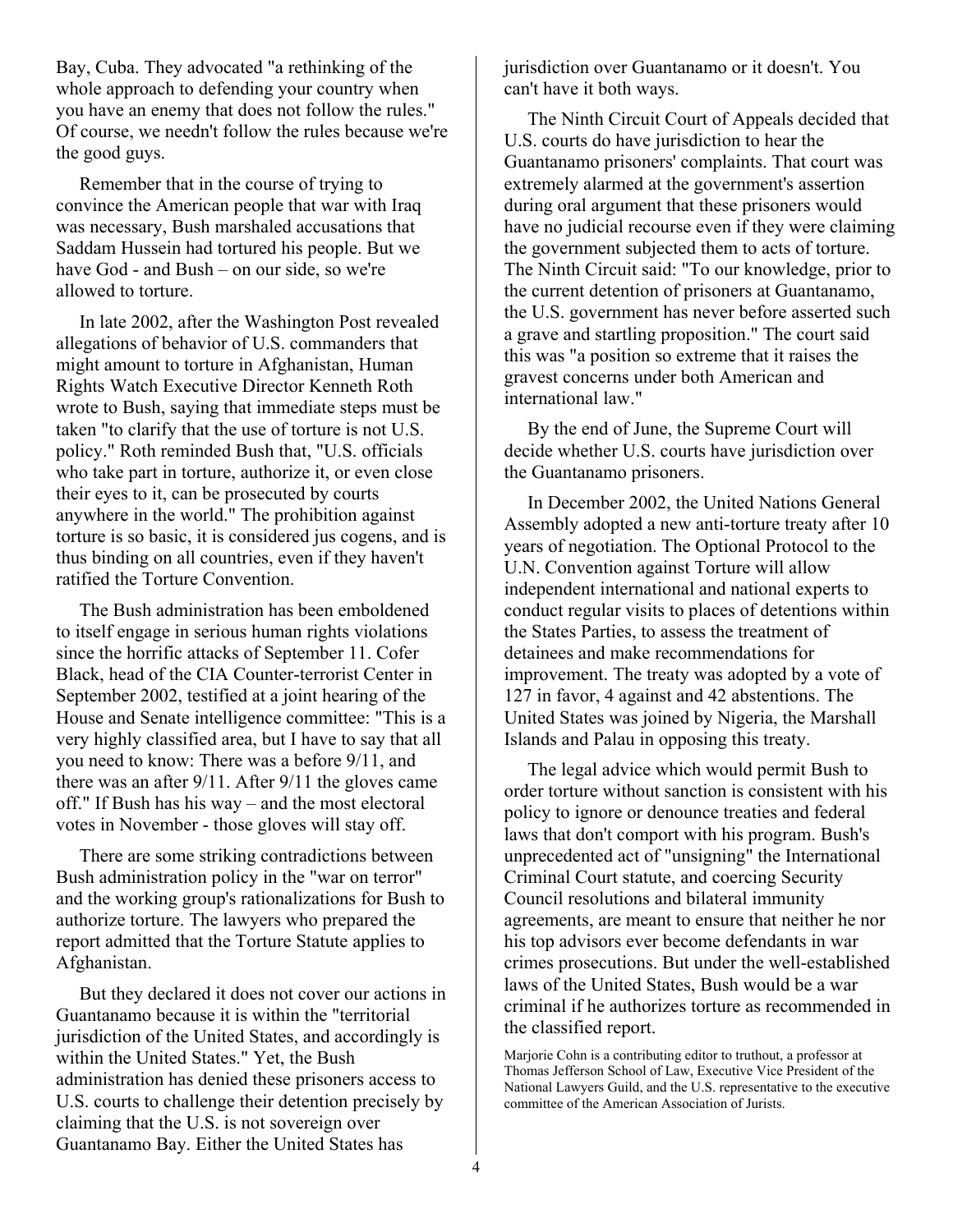Bay, Cuba. They advocated "a rethinking of the whole approach to defending your country when you have an enemy that does not follow the rules." Of course, we needn't follow the rules because we're the good guys.

Remember that in the course of trying to convince the American people that war with Iraq was necessary, Bush marshaled accusations that Saddam Hussein had tortured his people. But we have God - and Bush – on our side, so we're allowed to torture.

In late 2002, after the Washington Post revealed allegations of behavior of U.S. commanders that might amount to torture in Afghanistan, Human Rights Watch Executive Director Kenneth Roth wrote to Bush, saying that immediate steps must be taken "to clarify that the use of torture is not U.S. policy." Roth reminded Bush that, "U.S. officials who take part in torture, authorize it, or even close their eyes to it, can be prosecuted by courts anywhere in the world." The prohibition against torture is so basic, it is considered jus cogens, and is thus binding on all countries, even if they haven't ratified the Torture Convention.

The Bush administration has been emboldened to itself engage in serious human rights violations since the horrific attacks of September 11. Cofer Black, head of the CIA Counter-terrorist Center in September 2002, testified at a joint hearing of the House and Senate intelligence committee: "This is a very highly classified area, but I have to say that all you need to know: There was a before 9/11, and there was an after 9/11. After 9/11 the gloves came off." If Bush has his way – and the most electoral votes in November - those gloves will stay off.

There are some striking contradictions between Bush administration policy in the "war on terror" and the working group's rationalizations for Bush to authorize torture. The lawyers who prepared the report admitted that the Torture Statute applies to Afghanistan.

But they declared it does not cover our actions in Guantanamo because it is within the "territorial jurisdiction of the United States, and accordingly is within the United States." Yet, the Bush administration has denied these prisoners access to U.S. courts to challenge their detention precisely by claiming that the U.S. is not sovereign over Guantanamo Bay. Either the United States has jurisdiction over Guantanamo or it doesn't. You can't have it both ways.

The Ninth Circuit Court of Appeals decided that U.S. courts do have jurisdiction to hear the Guantanamo prisoners' complaints. That court was extremely alarmed at the government's assertion during oral argument that these prisoners would have no judicial recourse even if they were claiming the government subjected them to acts of torture. The Ninth Circuit said: "To our knowledge, prior to the current detention of prisoners at Guantanamo, the U.S. government has never before asserted such a grave and startling proposition." The court said this was "a position so extreme that it raises the gravest concerns under both American and international law."

By the end of June, the Supreme Court will decide whether U.S. courts have jurisdiction over the Guantanamo prisoners.

In December 2002, the United Nations General Assembly adopted a new anti-torture treaty after 10 years of negotiation. The Optional Protocol to the U.N. Convention against Torture will allow independent international and national experts to conduct regular visits to places of detentions within the States Parties, to assess the treatment of detainees and make recommendations for improvement. The treaty was adopted by a vote of 127 in favor, 4 against and 42 abstentions. The United States was joined by Nigeria, the Marshall Islands and Palau in opposing this treaty.

The legal advice which would permit Bush to order torture without sanction is consistent with his policy to ignore or denounce treaties and federal laws that don't comport with his program. Bush's unprecedented act of "unsigning" the International Criminal Court statute, and coercing Security Council resolutions and bilateral immunity agreements, are meant to ensure that neither he nor his top advisors ever become defendants in war crimes prosecutions. But under the well-established laws of the United States, Bush would be a war criminal if he authorizes torture as recommended in the classified report.

Marjorie Cohn is a contributing editor to truthout, a professor at Thomas Jefferson School of Law, Executive Vice President of the National Lawyers Guild, and the U.S. representative to the executive committee of the American Association of Jurists.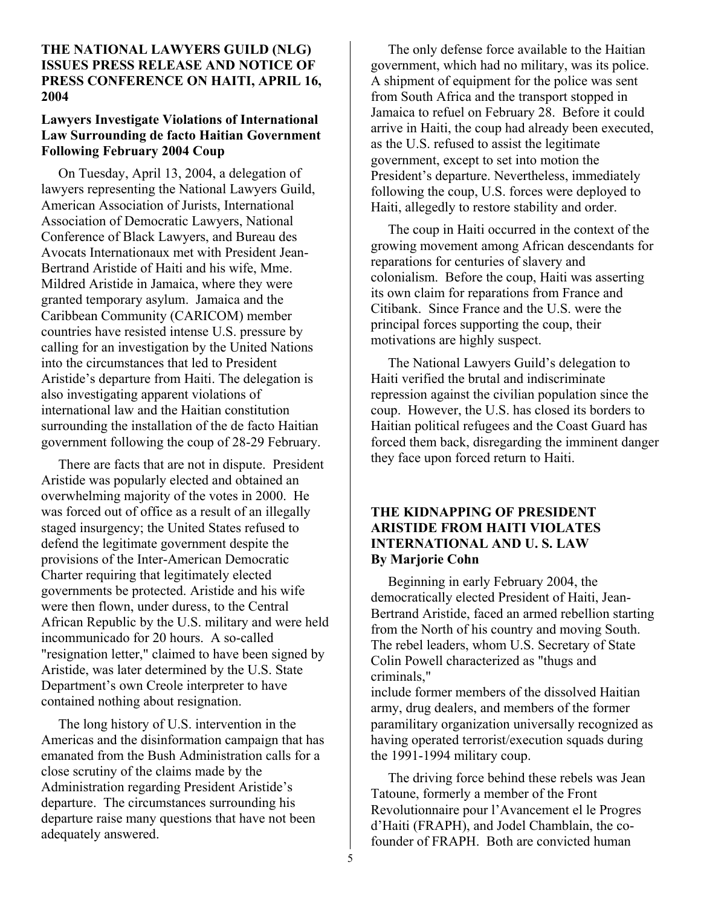## THE NATIONAL LAWYERS GUILD (NLG) ISSUES PRESS RELEASE AND NOTICE OF PRESS CONFERENCE ON HAITI, APRIL 16, 2004

### Lawyers Investigate Violations of International Law Surrounding de facto Haitian Government Following February 2004 Coup

On Tuesday, April 13, 2004, a delegation of lawyers representing the National Lawyers Guild, American Association of Jurists, International Association of Democratic Lawyers, National Conference of Black Lawyers, and Bureau des Avocats Internationaux met with President Jean-Bertrand Aristide of Haiti and his wife, Mme. Mildred Aristide in Jamaica, where they were granted temporary asylum. Jamaica and the Caribbean Community (CARICOM) member countries have resisted intense U.S. pressure by calling for an investigation by the United Nations into the circumstances that led to President Aristide's departure from Haiti. The delegation is also investigating apparent violations of international law and the Haitian constitution surrounding the installation of the de facto Haitian government following the coup of 28-29 February.

There are facts that are not in dispute. President Aristide was popularly elected and obtained an overwhelming majority of the votes in 2000. He was forced out of office as a result of an illegally staged insurgency; the United States refused to defend the legitimate government despite the provisions of the Inter-American Democratic Charter requiring that legitimately elected governments be protected. Aristide and his wife were then flown, under duress, to the Central African Republic by the U.S. military and were held incommunicado for 20 hours. A so-called "resignation letter," claimed to have been signed by Aristide, was later determined by the U.S. State Department's own Creole interpreter to have contained nothing about resignation.

The long history of U.S. intervention in the Americas and the disinformation campaign that has emanated from the Bush Administration calls for a close scrutiny of the claims made by the Administration regarding President Aristide's departure. The circumstances surrounding his departure raise many questions that have not been adequately answered.

The only defense force available to the Haitian government, which had no military, was its police. A shipment of equipment for the police was sent from South Africa and the transport stopped in Jamaica to refuel on February 28. Before it could arrive in Haiti, the coup had already been executed, as the U.S. refused to assist the legitimate government, except to set into motion the President's departure. Nevertheless, immediately following the coup, U.S. forces were deployed to Haiti, allegedly to restore stability and order.

The coup in Haiti occurred in the context of the growing movement among African descendants for reparations for centuries of slavery and colonialism. Before the coup, Haiti was asserting its own claim for reparations from France and Citibank. Since France and the U.S. were the principal forces supporting the coup, their motivations are highly suspect.

The National Lawyers Guild's delegation to Haiti verified the brutal and indiscriminate repression against the civilian population since the coup. However, the U.S. has closed its borders to Haitian political refugees and the Coast Guard has forced them back, disregarding the imminent danger they face upon forced return to Haiti.

## THE KIDNAPPING OF PRESIDENT ARISTIDE FROM HAITI VIOLATES INTERNATIONAL AND U. S. LAW

**By Marjorie Cohn**

Beginning in early February 2004, the democratically elected President of Haiti, Jean-Bertrand Aristide, faced an armed rebellion starting from the North of his country and moving South. The rebel leaders, whom U.S. Secretary of State Colin Powell characterized as "thugs and criminals," include former members of the dissolved Haitian army, drug dealers, and members of the former paramilitary organization universally recognized as having operated terrorist/execution squads during the 1991-1994 military coup.

The driving force behind these rebels was Jean Tatoune, formerly a member of the Front Revolutionnaire pour l'Avancement el le Progres d'Haiti (FRAPH), and Jodel Chamblain, the co-founder of FRAPH. Both are convicted human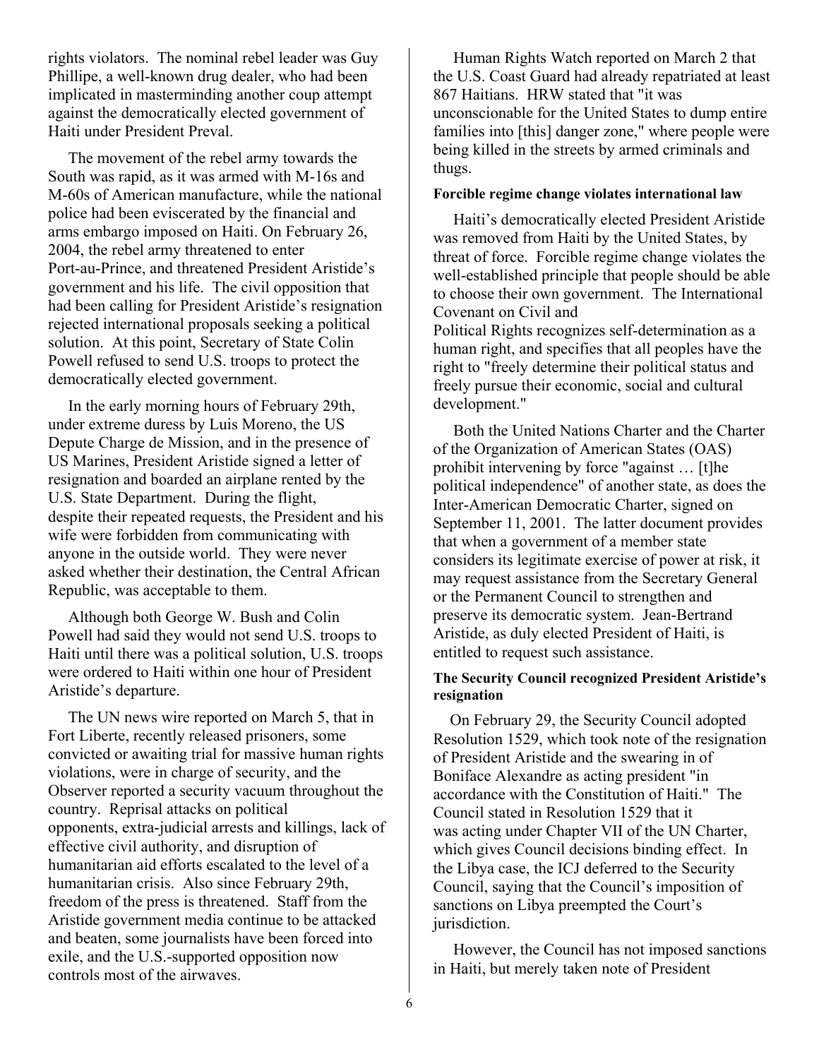rights violators. The nominal rebel leader was Guy Phillipe, a well-known drug dealer, who had been implicated in masterminding another coup attempt against the democratically elected government of Haiti under President Preval.

The movement of the rebel army towards the South was rapid, as it was armed with M-16s and M-60s of American manufacture, while the national police had been eviscerated by the financial and arms embargo imposed on Haiti. On February 26, 2004, the rebel army threatened to enter Port-au-Prince, and threatened President Aristide's government and his life. The civil opposition that had been calling for President Aristide's resignation rejected international proposals seeking a political solution. At this point, Secretary of State Colin Powell refused to send U.S. troops to protect the democratically elected government.

In the early morning hours of February 29th, under extreme duress by Luis Moreno, the US Depute Charge de Mission, and in the presence of US Marines, President Aristide signed a letter of resignation and boarded an airplane rented by the U.S. State Department. During the flight, despite their repeated requests, the President and his wife were forbidden from communicating with anyone in the outside world. They were never asked whether their destination, the Central African Republic, was acceptable to them.

Although both George W. Bush and Colin Powell had said they would not send U.S. troops to Haiti until there was a political solution, U.S. troops were ordered to Haiti within one hour of President Aristide's departure.

The UN news wire reported on March 5, that in Fort Liberte, recently released prisoners, some convicted or awaiting trial for massive human rights violations, were in charge of security, and the Observer reported a security vacuum throughout the country. Reprisal attacks on political opponents, extra-judicial arrests and killings, lack of effective civil authority, and disruption of humanitarian aid efforts escalated to the level of a humanitarian crisis. Also since February 29th, freedom of the press is threatened. Staff from the Aristide government media continue to be attacked and beaten, some journalists have been forced into exile, and the U.S.-supported opposition now controls most of the airwaves.

Human Rights Watch reported on March 2 that the U.S. Coast Guard had already repatriated at least 867 Haitians. HRW stated that "it was unconscionable for the United States to dump entire families into [this] danger zone," where people were being killed in the streets by armed criminals and thugs.

#### Forcible regime change violates international law

Haiti's democratically elected President Aristide was removed from Haiti by the United States, by threat of force. Forcible regime change violates the well-established principle that people should be able to choose their own government. The International Covenant on Civil and Political Rights recognizes self-determination as a human right, and specifies that all peoples have the right to "freely determine their political status and freely pursue their economic, social and cultural development."

Both the United Nations Charter and the Charter of the Organization of American States (OAS) prohibit intervening by force "against … [t]he political independence" of another state, as does the Inter-American Democratic Charter, signed on September 11, 2001. The latter document provides that when a government of a member state considers its legitimate exercise of power at risk, it may request assistance from the Secretary General or the Permanent Council to strengthen and preserve its democratic system. Jean-Bertrand Aristide, as duly elected President of Haiti, is entitled to request such assistance.

#### The Security Council recognized President Aristide's resignation

On February 29, the Security Council adopted Resolution 1529, which took note of the resignation of President Aristide and the swearing in of Boniface Alexandre as acting president "in accordance with the Constitution of Haiti." The Council stated in Resolution 1529 that it was acting under Chapter VII of the UN Charter, which gives Council decisions binding effect. In the Libya case, the ICJ deferred to the Security Council, saying that the Council's imposition of sanctions on Libya preempted the Court's jurisdiction.

However, the Council has not imposed sanctions in Haiti, but merely taken note of President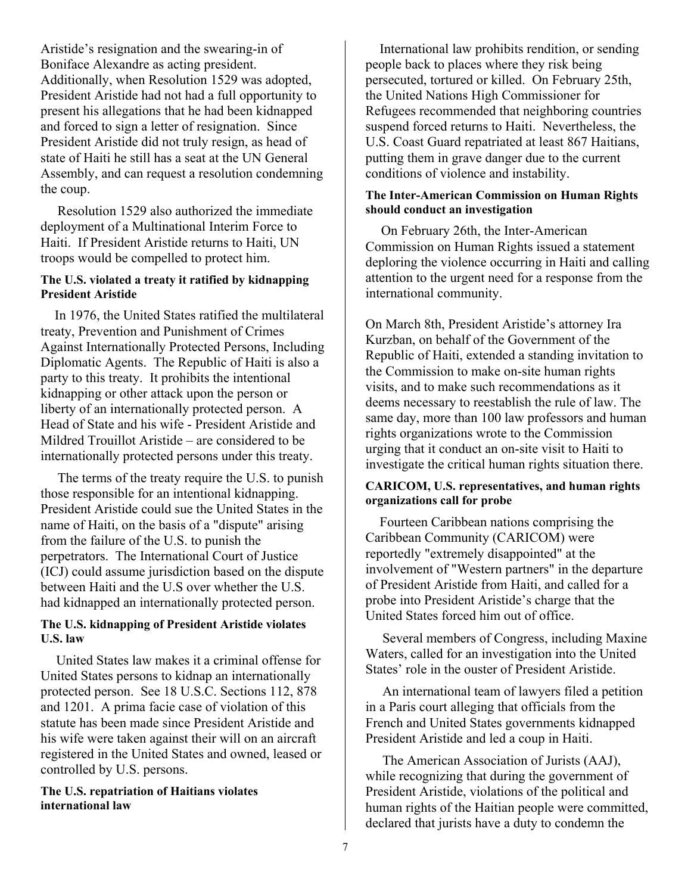Aristide's resignation and the swearing-in of Boniface Alexandre as acting president. Additionally, when Resolution 1529 was adopted, President Aristide had not had a full opportunity to present his allegations that he had been kidnapped and forced to sign a letter of resignation. Since President Aristide did not truly resign, as head of state of Haiti he still has a seat at the UN General Assembly, and can request a resolution condemning the coup.

Resolution 1529 also authorized the immediate deployment of a Multinational Interim Force to Haiti. If President Aristide returns to Haiti, UN troops would be compelled to protect him.

**The U.S. violated a treaty it ratified by kidnapping President Aristide**

In 1976, the United States ratified the multilateral treaty, Prevention and Punishment of Crimes Against Internationally Protected Persons, Including Diplomatic Agents. The Republic of Haiti is also a party to this treaty. It prohibits the intentional kidnapping or other attack upon the person or liberty of an internationally protected person. A Head of State and his wife - President Aristide and Mildred Trouillot Aristide – are considered to be internationally protected persons under this treaty.

The terms of the treaty require the U.S. to punish those responsible for an intentional kidnapping. President Aristide could sue the United States in the name of Haiti, on the basis of a "dispute" arising from the failure of the U.S. to punish the perpetrators. The International Court of Justice (ICJ) could assume jurisdiction based on the dispute between Haiti and the U.S over whether the U.S. had kidnapped an internationally protected person.

**The U.S. kidnapping of President Aristide violates U.S. law**

United States law makes it a criminal offense for United States persons to kidnap an internationally protected person. See 18 U.S.C. Sections 112, 878 and 1201. A prima facie case of violation of this statute has been made since President Aristide and his wife were taken against their will on an aircraft registered in the United States and owned, leased or controlled by U.S. persons.

**The U.S. repatriation of Haitians violates international law**

International law prohibits rendition, or sending people back to places where they risk being persecuted, tortured or killed. On February 25th, the United Nations High Commissioner for Refugees recommended that neighboring countries suspend forced returns to Haiti. Nevertheless, the U.S. Coast Guard repatriated at least 867 Haitians, putting them in grave danger due to the current conditions of violence and instability.

**The Inter-American Commission on Human Rights should conduct an investigation**

On February 26th, the Inter-American Commission on Human Rights issued a statement deploring the violence occurring in Haiti and calling attention to the urgent need for a response from the international community.

On March 8th, President Aristide's attorney Ira Kurzban, on behalf of the Government of the Republic of Haiti, extended a standing invitation to the Commission to make on-site human rights visits, and to make such recommendations as it deems necessary to reestablish the rule of law. The same day, more than 100 law professors and human rights organizations wrote to the Commission urging that it conduct an on-site visit to Haiti to investigate the critical human rights situation there.

**CARICOM, U.S. representatives, and human rights organizations call for probe**

Fourteen Caribbean nations comprising the Caribbean Community (CARICOM) were reportedly "extremely disappointed" at the involvement of "Western partners" in the departure of President Aristide from Haiti, and called for a probe into President Aristide's charge that the United States forced him out of office.

Several members of Congress, including Maxine Waters, called for an investigation into the United States' role in the ouster of President Aristide.

An international team of lawyers filed a petition in a Paris court alleging that officials from the French and United States governments kidnapped President Aristide and led a coup in Haiti.

The American Association of Jurists (AAJ), while recognizing that during the government of President Aristide, violations of the political and human rights of the Haitian people were committed, declared that jurists have a duty to condemn the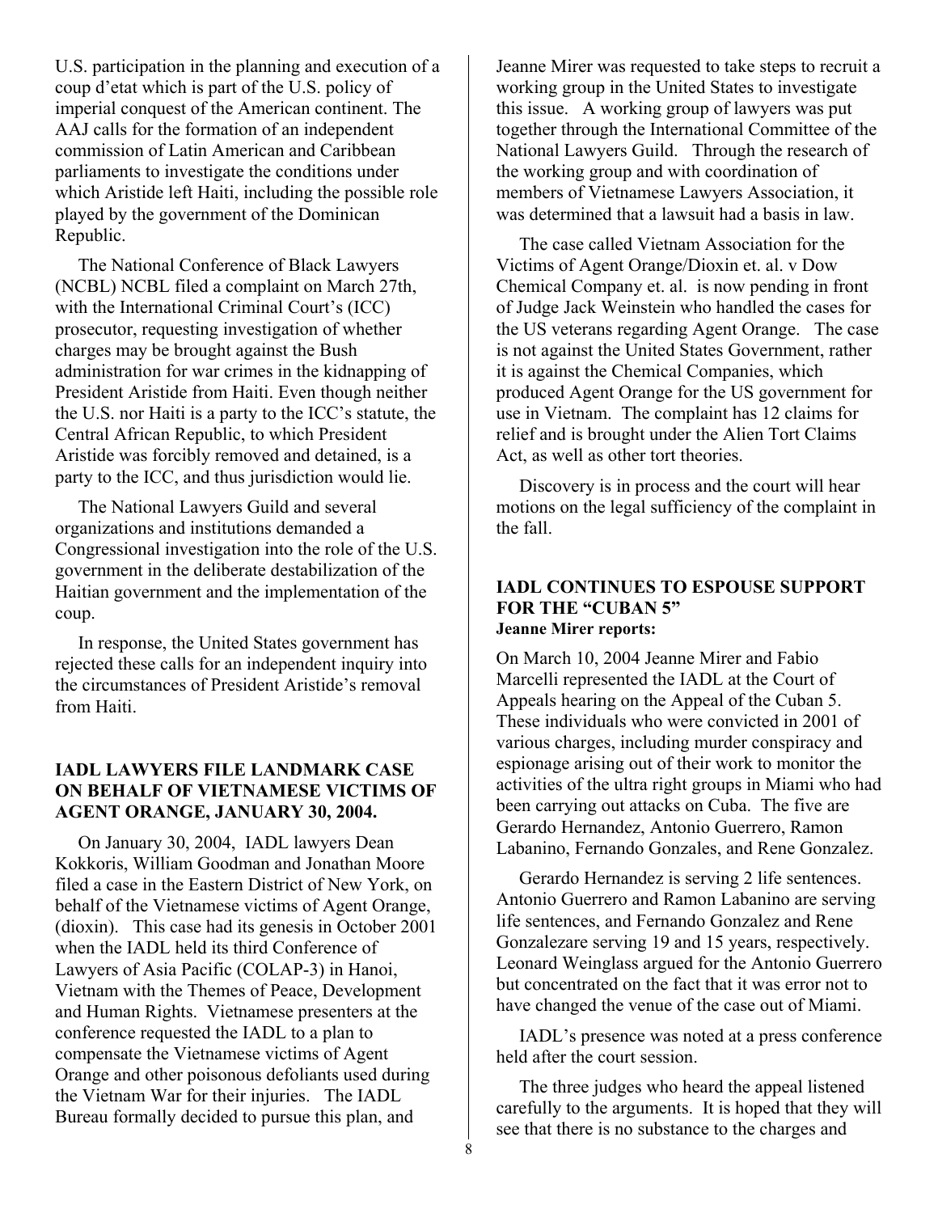U.S. participation in the planning and execution of a coup d'etat which is part of the U.S. policy of imperial conquest of the American continent. The AAJ calls for the formation of an independent commission of Latin American and Caribbean parliaments to investigate the conditions under which Aristide left Haiti, including the possible role played by the government of the Dominican Republic.

The National Conference of Black Lawyers (NCBL) NCBL filed a complaint on March 27th, with the International Criminal Court's (ICC) prosecutor, requesting investigation of whether charges may be brought against the Bush administration for war crimes in the kidnapping of President Aristide from Haiti. Even though neither the U.S. nor Haiti is a party to the ICC's statute, the Central African Republic, to which President Aristide was forcibly removed and detained, is a party to the ICC, and thus jurisdiction would lie.

The National Lawyers Guild and several organizations and institutions demanded a Congressional investigation into the role of the U.S. government in the deliberate destabilization of the Haitian government and the implementation of the coup.

In response, the United States government has rejected these calls for an independent inquiry into the circumstances of President Aristide's removal from Haiti.

### IADL LAWYERS FILE LANDMARK CASE ON BEHALF OF VIETNAMESE VICTIMS OF AGENT ORANGE, JANUARY 30, 2004.

On January 30, 2004, IADL lawyers Dean Kokkoris, William Goodman and Jonathan Moore filed a case in the Eastern District of New York, on behalf of the Vietnamese victims of Agent Orange, (dioxin). This case had its genesis in October 2001 when the IADL held its third Conference of Lawyers of Asia Pacific (COLAP-3) in Hanoi, Vietnam with the Themes of Peace, Development and Human Rights. Vietnamese presenters at the conference requested the IADL to a plan to compensate the Vietnamese victims of Agent Orange and other poisonous defoliants used during the Vietnam War for their injuries. The IADL Bureau formally decided to pursue this plan, and Jeanne Mirer was requested to take steps to recruit a working group in the United States to investigate this issue. A working group of lawyers was put together through the International Committee of the National Lawyers Guild. Through the research of the working group and with coordination of members of Vietnamese Lawyers Association, it was determined that a lawsuit had a basis in law.

The case called Vietnam Association for the Victims of Agent Orange/Dioxin et. al. v Dow Chemical Company et. al. is now pending in front of Judge Jack Weinstein who handled the cases for the US veterans regarding Agent Orange. The case is not against the United States Government, rather it is against the Chemical Companies, which produced Agent Orange for the US government for use in Vietnam. The complaint has 12 claims for relief and is brought under the Alien Tort Claims Act, as well as other tort theories.

Discovery is in process and the court will hear motions on the legal sufficiency of the complaint in the fall.

### IADL CONTINUES TO ESPOUSE SUPPORT FOR THE "CUBAN 5"

**Jeanne Mirer reports:**

On March 10, 2004 Jeanne Mirer and Fabio Marcelli represented the IADL at the Court of Appeals hearing on the Appeal of the Cuban 5. These individuals who were convicted in 2001 of various charges, including murder conspiracy and espionage arising out of their work to monitor the activities of the ultra right groups in Miami who had been carrying out attacks on Cuba. The five are Gerardo Hernandez, Antonio Guerrero, Ramon Labanino, Fernando Gonzales, and Rene Gonzalez.

Gerardo Hernandez is serving 2 life sentences. Antonio Guerrero and Ramon Labanino are serving life sentences, and Fernando Gonzalez and Rene Gonzalezare serving 19 and 15 years, respectively. Leonard Weinglass argued for the Antonio Guerrero but concentrated on the fact that it was error not to have changed the venue of the case out of Miami.

IADL's presence was noted at a press conference held after the court session.

The three judges who heard the appeal listened carefully to the arguments. It is hoped that they will see that there is no substance to the charges and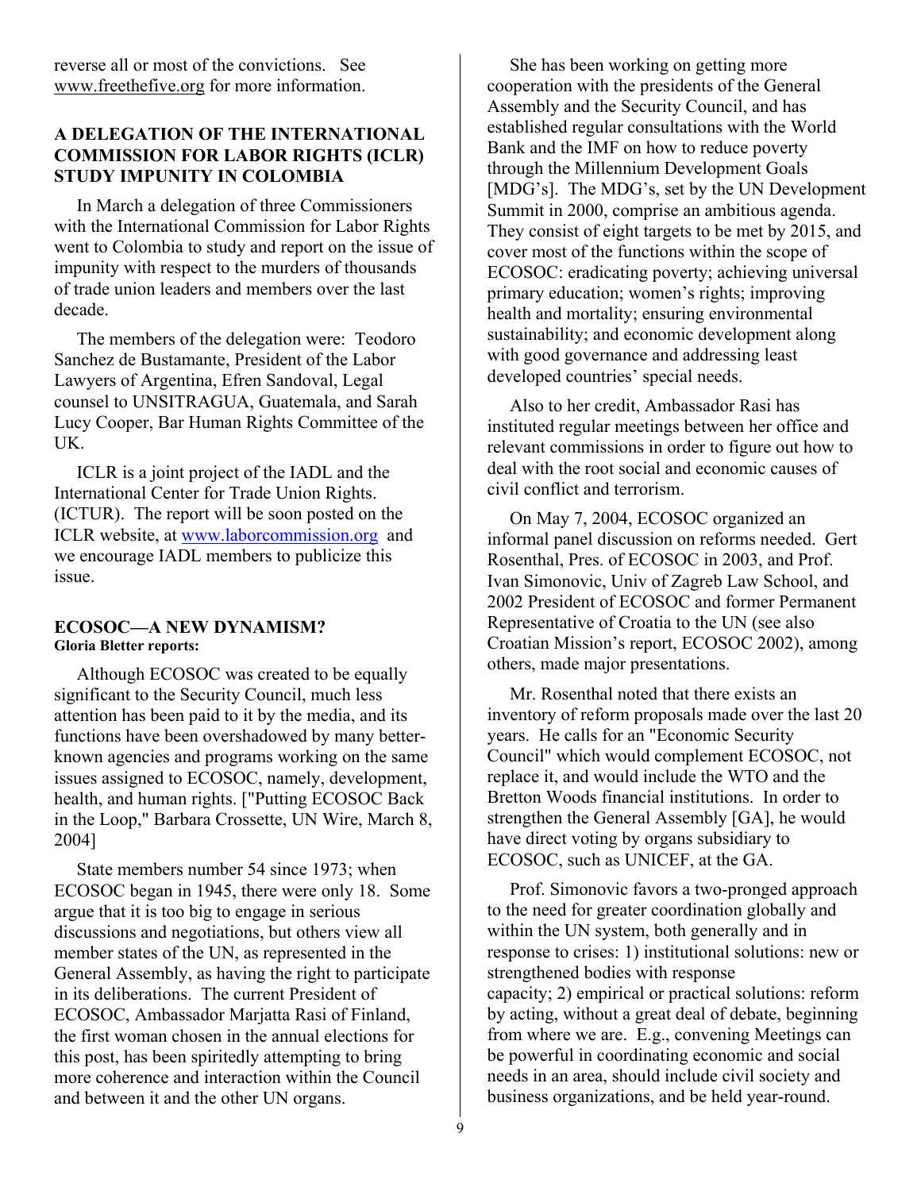reverse all or most of the convictions. See www.freethefive.org for more information.

### A DELEGATION OF THE INTERNATIONAL COMMISSION FOR LABOR RIGHTS (ICLR) STUDY IMPUNITY IN COLOMBIA

In March a delegation of three Commissioners with the International Commission for Labor Rights went to Colombia to study and report on the issue of impunity with respect to the murders of thousands of trade union leaders and members over the last decade.

The members of the delegation were: Teodoro Sanchez de Bustamante, President of the Labor Lawyers of Argentina, Efren Sandoval, Legal counsel to UNSITRAGUA, Guatemala, and Sarah Lucy Cooper, Bar Human Rights Committee of the UK.

ICLR is a joint project of the IADL and the International Center for Trade Union Rights. (ICTUR). The report will be soon posted on the ICLR website, at www.laborcommission.org and we encourage IADL members to publicize this issue.

### ECOSOC—A NEW DYNAMISM?

**Gloria Bletter reports:**

Although ECOSOC was created to be equally significant to the Security Council, much less attention has been paid to it by the media, and its functions have been overshadowed by many better-known agencies and programs working on the same issues assigned to ECOSOC, namely, development, health, and human rights. ["Putting ECOSOC Back in the Loop," Barbara Crossette, UN Wire, March 8, 2004]

State members number 54 since 1973; when ECOSOC began in 1945, there were only 18. Some argue that it is too big to engage in serious discussions and negotiations, but others view all member states of the UN, as represented in the General Assembly, as having the right to participate in its deliberations. The current President of ECOSOC, Ambassador Marjatta Rasi of Finland, the first woman chosen in the annual elections for this post, has been spiritedly attempting to bring more coherence and interaction within the Council and between it and the other UN organs.

She has been working on getting more cooperation with the presidents of the General Assembly and the Security Council, and has established regular consultations with the World Bank and the IMF on how to reduce poverty through the Millennium Development Goals [MDG's]. The MDG's, set by the UN Development Summit in 2000, comprise an ambitious agenda. They consist of eight targets to be met by 2015, and cover most of the functions within the scope of ECOSOC: eradicating poverty; achieving universal primary education; women's rights; improving health and mortality; ensuring environmental sustainability; and economic development along with good governance and addressing least developed countries' special needs.

Also to her credit, Ambassador Rasi has instituted regular meetings between her office and relevant commissions in order to figure out how to deal with the root social and economic causes of civil conflict and terrorism.

On May 7, 2004, ECOSOC organized an informal panel discussion on reforms needed. Gert Rosenthal, Pres. of ECOSOC in 2003, and Prof. Ivan Simonovic, Univ of Zagreb Law School, and 2002 President of ECOSOC and former Permanent Representative of Croatia to the UN (see also Croatian Mission's report, ECOSOC 2002), among others, made major presentations.

Mr. Rosenthal noted that there exists an inventory of reform proposals made over the last 20 years. He calls for an "Economic Security Council" which would complement ECOSOC, not replace it, and would include the WTO and the Bretton Woods financial institutions. In order to strengthen the General Assembly [GA], he would have direct voting by organs subsidiary to ECOSOC, such as UNICEF, at the GA.

Prof. Simonovic favors a two-pronged approach to the need for greater coordination globally and within the UN system, both generally and in response to crises: 1) institutional solutions: new or strengthened bodies with response capacity; 2) empirical or practical solutions: reform by acting, without a great deal of debate, beginning from where we are. E.g., convening Meetings can be powerful in coordinating economic and social needs in an area, should include civil society and business organizations, and be held year-round.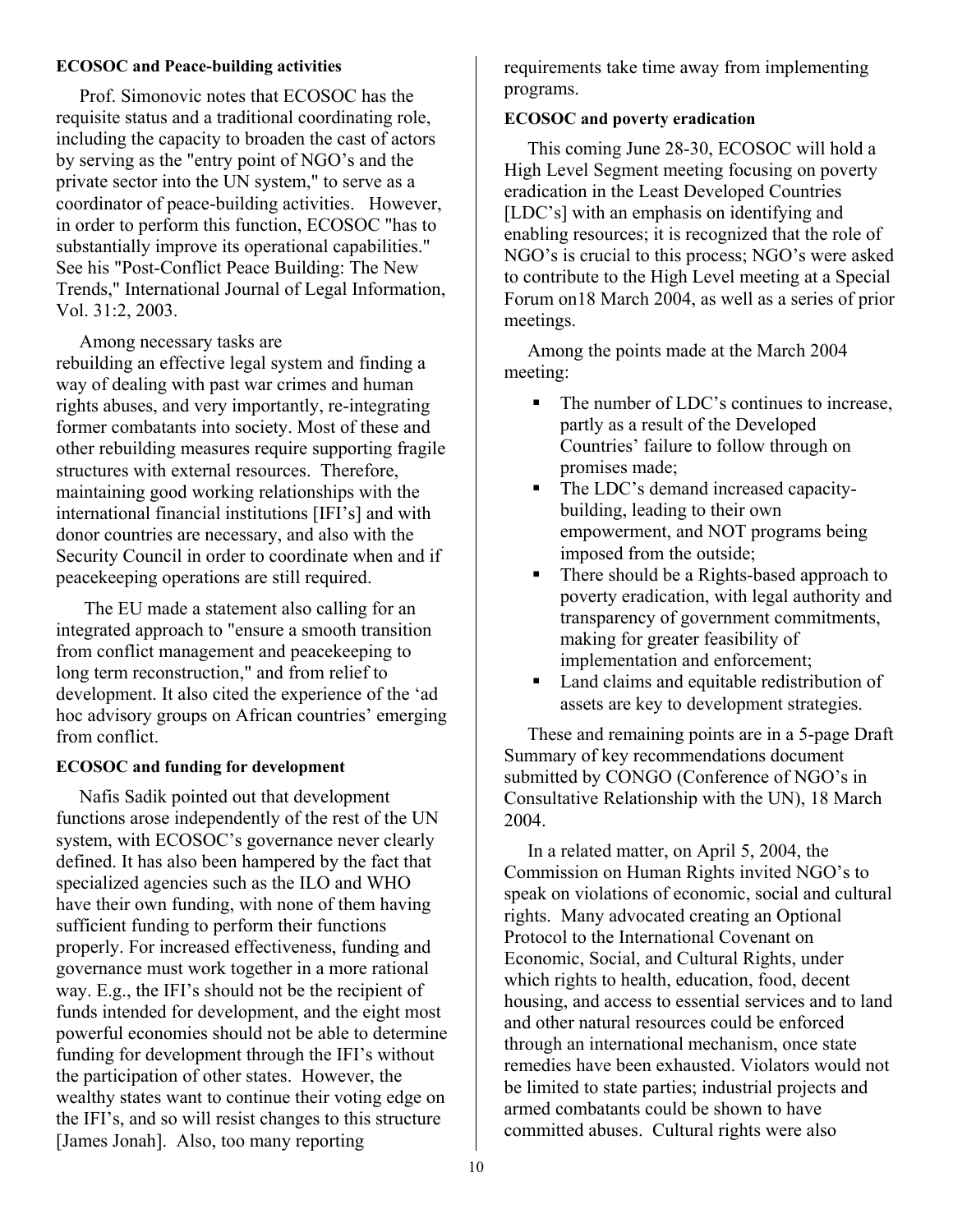**ECOSOC and Peace-building activities**

Prof. Simonovic notes that ECOSOC has the requisite status and a traditional coordinating role, including the capacity to broaden the cast of actors by serving as the "entry point of NGO's and the private sector into the UN system," to serve as a coordinator of peace-building activities. However, in order to perform this function, ECOSOC "has to substantially improve its operational capabilities." See his "Post-Conflict Peace Building: The New Trends," International Journal of Legal Information, Vol. 31:2, 2003.

Among necessary tasks are rebuilding an effective legal system and finding a way of dealing with past war crimes and human rights abuses, and very importantly, re-integrating former combatants into society. Most of these and other rebuilding measures require supporting fragile structures with external resources. Therefore, maintaining good working relationships with the international financial institutions [IFI's] and with donor countries are necessary, and also with the Security Council in order to coordinate when and if peacekeeping operations are still required.

The EU made a statement also calling for an integrated approach to "ensure a smooth transition from conflict management and peacekeeping to long term reconstruction," and from relief to development. It also cited the experience of the 'ad hoc advisory groups on African countries' emerging from conflict.

**ECOSOC and funding for development**

Nafis Sadik pointed out that development functions arose independently of the rest of the UN system, with ECOSOC's governance never clearly defined. It has also been hampered by the fact that specialized agencies such as the ILO and WHO have their own funding, with none of them having sufficient funding to perform their functions properly. For increased effectiveness, funding and governance must work together in a more rational way. E.g., the IFI's should not be the recipient of funds intended for development, and the eight most powerful economies should not be able to determine funding for development through the IFI's without the participation of other states. However, the wealthy states want to continue their voting edge on the IFI's, and so will resist changes to this structure [James Jonah]. Also, too many reporting requirements take time away from implementing programs.

**ECOSOC and poverty eradication**

This coming June 28-30, ECOSOC will hold a High Level Segment meeting focusing on poverty eradication in the Least Developed Countries [LDC's] with an emphasis on identifying and enabling resources; it is recognized that the role of NGO's is crucial to this process; NGO's were asked to contribute to the High Level meeting at a Special Forum on18 March 2004, as well as a series of prior meetings.

Among the points made at the March 2004 meeting:

- The number of LDC's continues to increase, partly as a result of the Developed Countries' failure to follow through on promises made;
- The LDC's demand increased capacity-building, leading to their own empowerment, and NOT programs being imposed from the outside;
- There should be a Rights-based approach to poverty eradication, with legal authority and transparency of government commitments, making for greater feasibility of implementation and enforcement;
- Land claims and equitable redistribution of assets are key to development strategies.

These and remaining points are in a 5-page Draft Summary of key recommendations document submitted by CONGO (Conference of NGO's in Consultative Relationship with the UN), 18 March 2004.

In a related matter, on April 5, 2004, the Commission on Human Rights invited NGO's to speak on violations of economic, social and cultural rights. Many advocated creating an Optional Protocol to the International Covenant on Economic, Social, and Cultural Rights, under which rights to health, education, food, decent housing, and access to essential services and to land and other natural resources could be enforced through an international mechanism, once state remedies have been exhausted. Violators would not be limited to state parties; industrial projects and armed combatants could be shown to have committed abuses. Cultural rights were also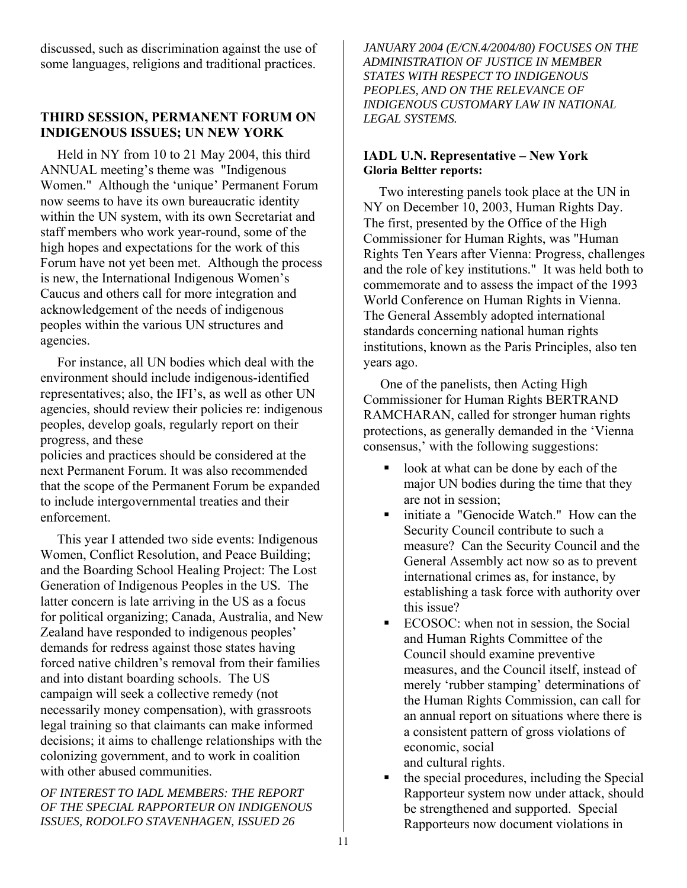discussed, such as discrimination against the use of some languages, religions and traditional practices.

**THIRD SESSION, PERMANENT FORUM ON INDIGENOUS ISSUES; UN NEW YORK**

Held in NY from 10 to 21 May 2004, this third ANNUAL meeting's theme was "Indigenous Women." Although the 'unique' Permanent Forum now seems to have its own bureaucratic identity within the UN system, with its own Secretariat and staff members who work year-round, some of the high hopes and expectations for the work of this Forum have not yet been met. Although the process is new, the International Indigenous Women's Caucus and others call for more integration and acknowledgement of the needs of indigenous peoples within the various UN structures and agencies.

For instance, all UN bodies which deal with the environment should include indigenous-identified representatives; also, the IFI's, as well as other UN agencies, should review their policies re: indigenous peoples, develop goals, regularly report on their progress, and these policies and practices should be considered at the next Permanent Forum. It was also recommended that the scope of the Permanent Forum be expanded to include intergovernmental treaties and their enforcement.

This year I attended two side events: Indigenous Women, Conflict Resolution, and Peace Building; and the Boarding School Healing Project: The Lost Generation of Indigenous Peoples in the US. The latter concern is late arriving in the US as a focus for political organizing; Canada, Australia, and New Zealand have responded to indigenous peoples' demands for redress against those states having forced native children's removal from their families and into distant boarding schools. The US campaign will seek a collective remedy (not necessarily money compensation), with grassroots legal training so that claimants can make informed decisions; it aims to challenge relationships with the colonizing government, and to work in coalition with other abused communities.

*OF INTEREST TO IADL MEMBERS: THE REPORT OF THE SPECIAL RAPPORTEUR ON INDIGENOUS ISSUES, RODOLFO STAVENHAGEN, ISSUED 26 JANUARY 2004 (E/CN.4/2004/80) FOCUSES ON THE ADMINISTRATION OF JUSTICE IN MEMBER STATES WITH RESPECT TO INDIGENOUS PEOPLES, AND ON THE RELEVANCE OF INDIGENOUS CUSTOMARY LAW IN NATIONAL LEGAL SYSTEMS.*

**IADL U.N. Representative – New York**
**Gloria Beltter reports:**

Two interesting panels took place at the UN in NY on December 10, 2003, Human Rights Day. The first, presented by the Office of the High Commissioner for Human Rights, was "Human Rights Ten Years after Vienna: Progress, challenges and the role of key institutions." It was held both to commemorate and to assess the impact of the 1993 World Conference on Human Rights in Vienna. The General Assembly adopted international standards concerning national human rights institutions, known as the Paris Principles, also ten years ago.

One of the panelists, then Acting High Commissioner for Human Rights BERTRAND RAMCHARAN, called for stronger human rights protections, as generally demanded in the 'Vienna consensus,' with the following suggestions:

- look at what can be done by each of the major UN bodies during the time that they are not in session;
- initiate a "Genocide Watch." How can the Security Council contribute to such a measure? Can the Security Council and the General Assembly act now so as to prevent international crimes as, for instance, by establishing a task force with authority over this issue?
- ECOSOC: when not in session, the Social and Human Rights Committee of the Council should examine preventive measures, and the Council itself, instead of merely 'rubber stamping' determinations of the Human Rights Commission, can call for an annual report on situations where there is a consistent pattern of gross violations of economic, social and cultural rights.
- the special procedures, including the Special Rapporteur system now under attack, should be strengthened and supported. Special Rapporteurs now document violations in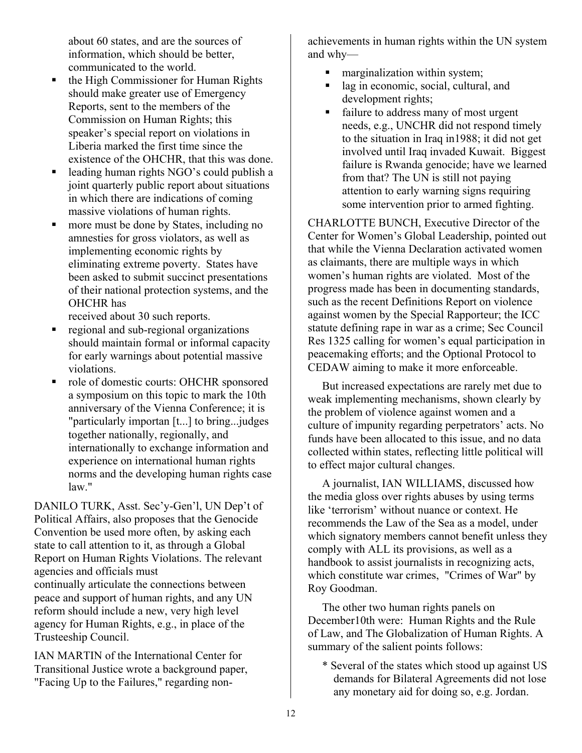about 60 states, and are the sources of information, which should be better, communicated to the world.

- the High Commissioner for Human Rights should make greater use of Emergency Reports, sent to the members of the Commission on Human Rights; this speaker's special report on violations in Liberia marked the first time since the existence of the OHCHR, that this was done.
- leading human rights NGO's could publish a joint quarterly public report about situations in which there are indications of coming massive violations of human rights.
- more must be done by States, including no amnesties for gross violators, as well as implementing economic rights by eliminating extreme poverty. States have been asked to submit succinct presentations of their national protection systems, and the OHCHR has received about 30 such reports.
- regional and sub-regional organizations should maintain formal or informal capacity for early warnings about potential massive violations.
- role of domestic courts: OHCHR sponsored a symposium on this topic to mark the 10th anniversary of the Vienna Conference; it is "particularly importan [t...] to bring...judges together nationally, regionally, and internationally to exchange information and experience on international human rights norms and the developing human rights case law."

DANILO TURK, Asst. Sec'y-Gen'l, UN Dep't of Political Affairs, also proposes that the Genocide Convention be used more often, by asking each state to call attention to it, as through a Global Report on Human Rights Violations. The relevant agencies and officials must continually articulate the connections between peace and support of human rights, and any UN reform should include a new, very high level agency for Human Rights, e.g., in place of the Trusteeship Council.

IAN MARTIN of the International Center for Transitional Justice wrote a background paper, "Facing Up to the Failures," regarding non-achievements in human rights within the UN system and why—

- marginalization within system;
- lag in economic, social, cultural, and development rights;
- failure to address many of most urgent needs, e.g., UNCHR did not respond timely to the situation in Iraq in1988; it did not get involved until Iraq invaded Kuwait. Biggest failure is Rwanda genocide; have we learned from that? The UN is still not paying attention to early warning signs requiring some intervention prior to armed fighting.

CHARLOTTE BUNCH, Executive Director of the Center for Women's Global Leadership, pointed out that while the Vienna Declaration activated women as claimants, there are multiple ways in which women's human rights are violated. Most of the progress made has been in documenting standards, such as the recent Definitions Report on violence against women by the Special Rapporteur; the ICC statute defining rape in war as a crime; Sec Council Res 1325 calling for women's equal participation in peacemaking efforts; and the Optional Protocol to CEDAW aiming to make it more enforceable.

But increased expectations are rarely met due to weak implementing mechanisms, shown clearly by the problem of violence against women and a culture of impunity regarding perpetrators' acts. No funds have been allocated to this issue, and no data collected within states, reflecting little political will to effect major cultural changes.

A journalist, IAN WILLIAMS, discussed how the media gloss over rights abuses by using terms like 'terrorism' without nuance or context. He recommends the Law of the Sea as a model, under which signatory members cannot benefit unless they comply with ALL its provisions, as well as a handbook to assist journalists in recognizing acts, which constitute war crimes, "Crimes of War" by Roy Goodman.

The other two human rights panels on December10th were: Human Rights and the Rule of Law, and The Globalization of Human Rights. A summary of the salient points follows:

* Several of the states which stood up against US demands for Bilateral Agreements did not lose any monetary aid for doing so, e.g. Jordan.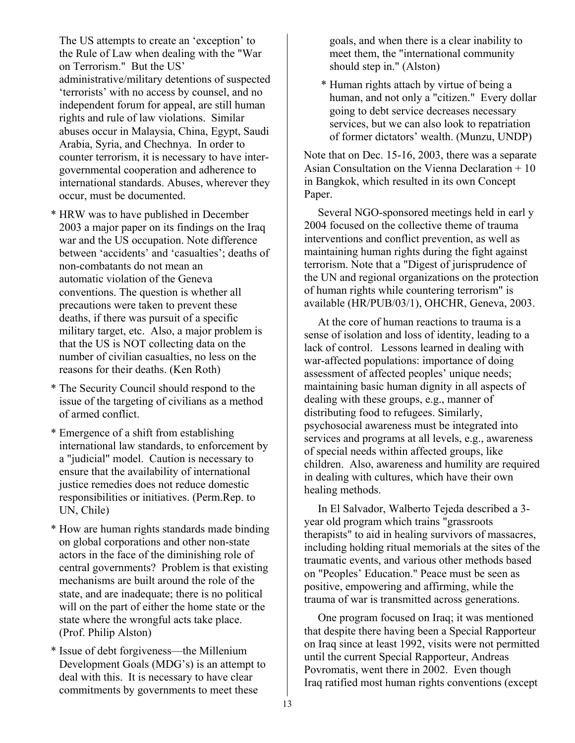The US attempts to create an 'exception' to the Rule of Law when dealing with the "War on Terrorism." But the US' administrative/military detentions of suspected 'terrorists' with no access by counsel, and no independent forum for appeal, are still human rights and rule of law violations. Similar abuses occur in Malaysia, China, Egypt, Saudi Arabia, Syria, and Chechnya. In order to counter terrorism, it is necessary to have inter-governmental cooperation and adherence to international standards. Abuses, wherever they occur, must be documented.

* HRW was to have published in December 2003 a major paper on its findings on the Iraq war and the US occupation. Note difference between 'accidents' and 'casualties'; deaths of non-combatants do not mean an automatic violation of the Geneva conventions. The question is whether all precautions were taken to prevent these deaths, if there was pursuit of a specific military target, etc. Also, a major problem is that the US is NOT collecting data on the number of civilian casualties, no less on the reasons for their deaths. (Ken Roth)

* The Security Council should respond to the issue of the targeting of civilians as a method of armed conflict.

* Emergence of a shift from establishing international law standards, to enforcement by a "judicial" model. Caution is necessary to ensure that the availability of international justice remedies does not reduce domestic responsibilities or initiatives. (Perm.Rep. to UN, Chile)

* How are human rights standards made binding on global corporations and other non-state actors in the face of the diminishing role of central governments? Problem is that existing mechanisms are built around the role of the state, and are inadequate; there is no political will on the part of either the home state or the state where the wrongful acts take place. (Prof. Philip Alston)

* Issue of debt forgiveness—the Millenium Development Goals (MDG's) is an attempt to deal with this. It is necessary to have clear commitments by governments to meet these goals, and when there is a clear inability to meet them, the "international community should step in." (Alston)

* Human rights attach by virtue of being a human, and not only a "citizen." Every dollar going to debt service decreases necessary services, but we can also look to repatriation of former dictators' wealth. (Munzu, UNDP)

Note that on Dec. 15-16, 2003, there was a separate Asian Consultation on the Vienna Declaration + 10 in Bangkok, which resulted in its own Concept Paper.

Several NGO-sponsored meetings held in earl y 2004 focused on the collective theme of trauma interventions and conflict prevention, as well as maintaining human rights during the fight against terrorism. Note that a "Digest of jurisprudence of the UN and regional organizations on the protection of human rights while countering terrorism" is available (HR/PUB/03/1), OHCHR, Geneva, 2003.

At the core of human reactions to trauma is a sense of isolation and loss of identity, leading to a lack of control. Lessons learned in dealing with war-affected populations: importance of doing assessment of affected peoples' unique needs; maintaining basic human dignity in all aspects of dealing with these groups, e.g., manner of distributing food to refugees. Similarly, psychosocial awareness must be integrated into services and programs at all levels, e.g., awareness of special needs within affected groups, like children. Also, awareness and humility are required in dealing with cultures, which have their own healing methods.

In El Salvador, Walberto Tejeda described a 3-year old program which trains "grassroots therapists" to aid in healing survivors of massacres, including holding ritual memorials at the sites of the traumatic events, and various other methods based on "Peoples' Education." Peace must be seen as positive, empowering and affirming, while the trauma of war is transmitted across generations.

One program focused on Iraq; it was mentioned that despite there having been a Special Rapporteur on Iraq since at least 1992, visits were not permitted until the current Special Rapporteur, Andreas Povromatis, went there in 2002. Even though Iraq ratified most human rights conventions (except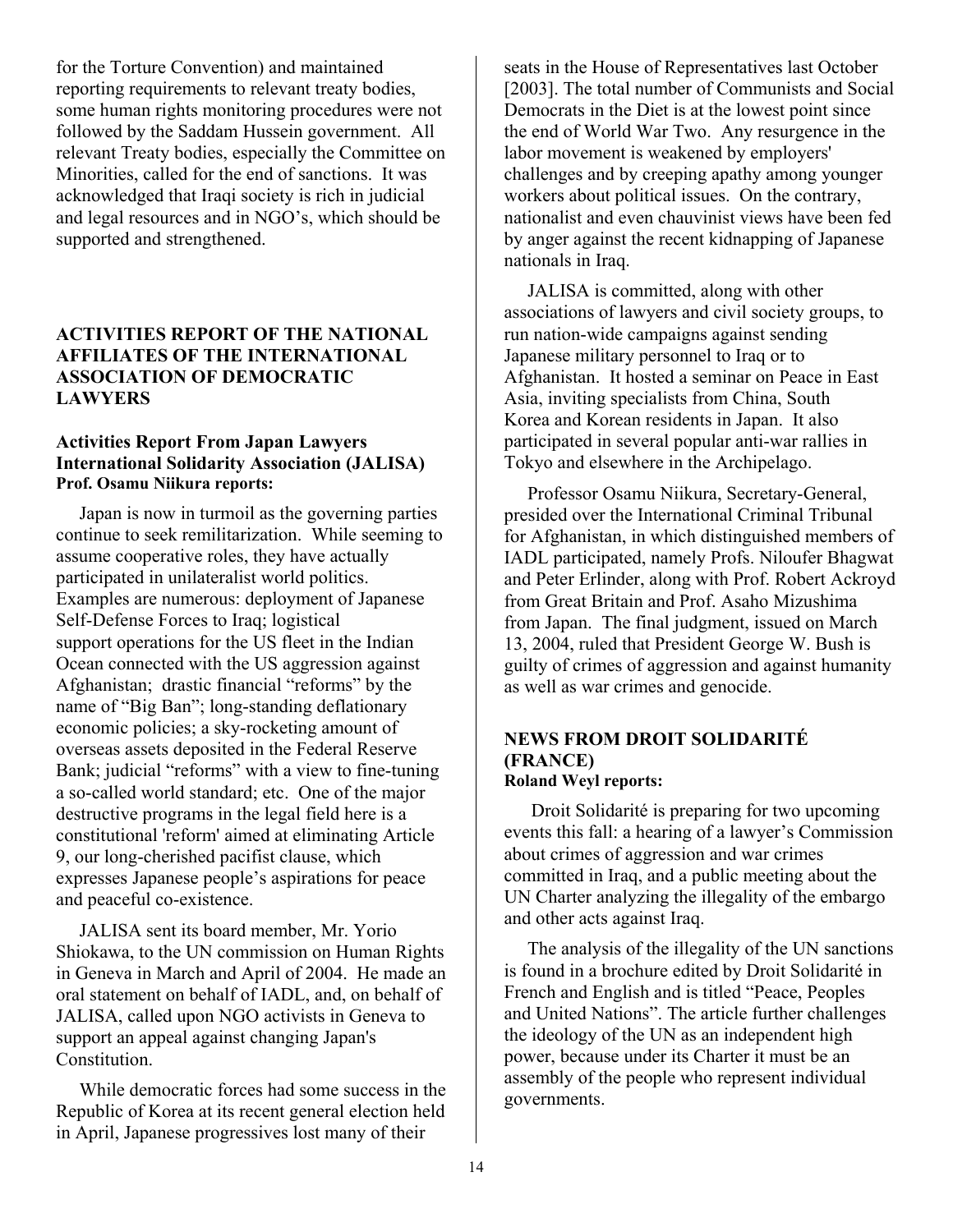for the Torture Convention) and maintained reporting requirements to relevant treaty bodies, some human rights monitoring procedures were not followed by the Saddam Hussein government. All relevant Treaty bodies, especially the Committee on Minorities, called for the end of sanctions. It was acknowledged that Iraqi society is rich in judicial and legal resources and in NGO's, which should be supported and strengthened.

## ACTIVITIES REPORT OF THE NATIONAL AFFILIATES OF THE INTERNATIONAL ASSOCIATION OF DEMOCRATIC LAWYERS

### Activities Report From Japan Lawyers International Solidarity Association (JALISA)

**Prof. Osamu Niikura reports:**

Japan is now in turmoil as the governing parties continue to seek remilitarization. While seeming to assume cooperative roles, they have actually participated in unilateralist world politics. Examples are numerous: deployment of Japanese Self-Defense Forces to Iraq; logistical support operations for the US fleet in the Indian Ocean connected with the US aggression against Afghanistan; drastic financial "reforms" by the name of "Big Ban"; long-standing deflationary economic policies; a sky-rocketing amount of overseas assets deposited in the Federal Reserve Bank; judicial "reforms" with a view to fine-tuning a so-called world standard; etc. One of the major destructive programs in the legal field here is a constitutional 'reform' aimed at eliminating Article 9, our long-cherished pacifist clause, which expresses Japanese people's aspirations for peace and peaceful co-existence.

JALISA sent its board member, Mr. Yorio Shiokawa, to the UN commission on Human Rights in Geneva in March and April of 2004. He made an oral statement on behalf of IADL, and, on behalf of JALISA, called upon NGO activists in Geneva to support an appeal against changing Japan's Constitution.

While democratic forces had some success in the Republic of Korea at its recent general election held in April, Japanese progressives lost many of their seats in the House of Representatives last October [2003]. The total number of Communists and Social Democrats in the Diet is at the lowest point since the end of World War Two. Any resurgence in the labor movement is weakened by employers' challenges and by creeping apathy among younger workers about political issues. On the contrary, nationalist and even chauvinist views have been fed by anger against the recent kidnapping of Japanese nationals in Iraq.

JALISA is committed, along with other associations of lawyers and civil society groups, to run nation-wide campaigns against sending Japanese military personnel to Iraq or to Afghanistan. It hosted a seminar on Peace in East Asia, inviting specialists from China, South Korea and Korean residents in Japan. It also participated in several popular anti-war rallies in Tokyo and elsewhere in the Archipelago.

Professor Osamu Niikura, Secretary-General, presided over the International Criminal Tribunal for Afghanistan, in which distinguished members of IADL participated, namely Profs. Niloufer Bhagwat and Peter Erlinder, along with Prof. Robert Ackroyd from Great Britain and Prof. Asaho Mizushima from Japan. The final judgment, issued on March 13, 2004, ruled that President George W. Bush is guilty of crimes of aggression and against humanity as well as war crimes and genocide.

## NEWS FROM DROIT SOLIDARITÉ (FRANCE)

**Roland Weyl reports:**

Droit Solidarité is preparing for two upcoming events this fall: a hearing of a lawyer's Commission about crimes of aggression and war crimes committed in Iraq, and a public meeting about the UN Charter analyzing the illegality of the embargo and other acts against Iraq.

The analysis of the illegality of the UN sanctions is found in a brochure edited by Droit Solidarité in French and English and is titled "Peace, Peoples and United Nations". The article further challenges the ideology of the UN as an independent high power, because under its Charter it must be an assembly of the people who represent individual governments.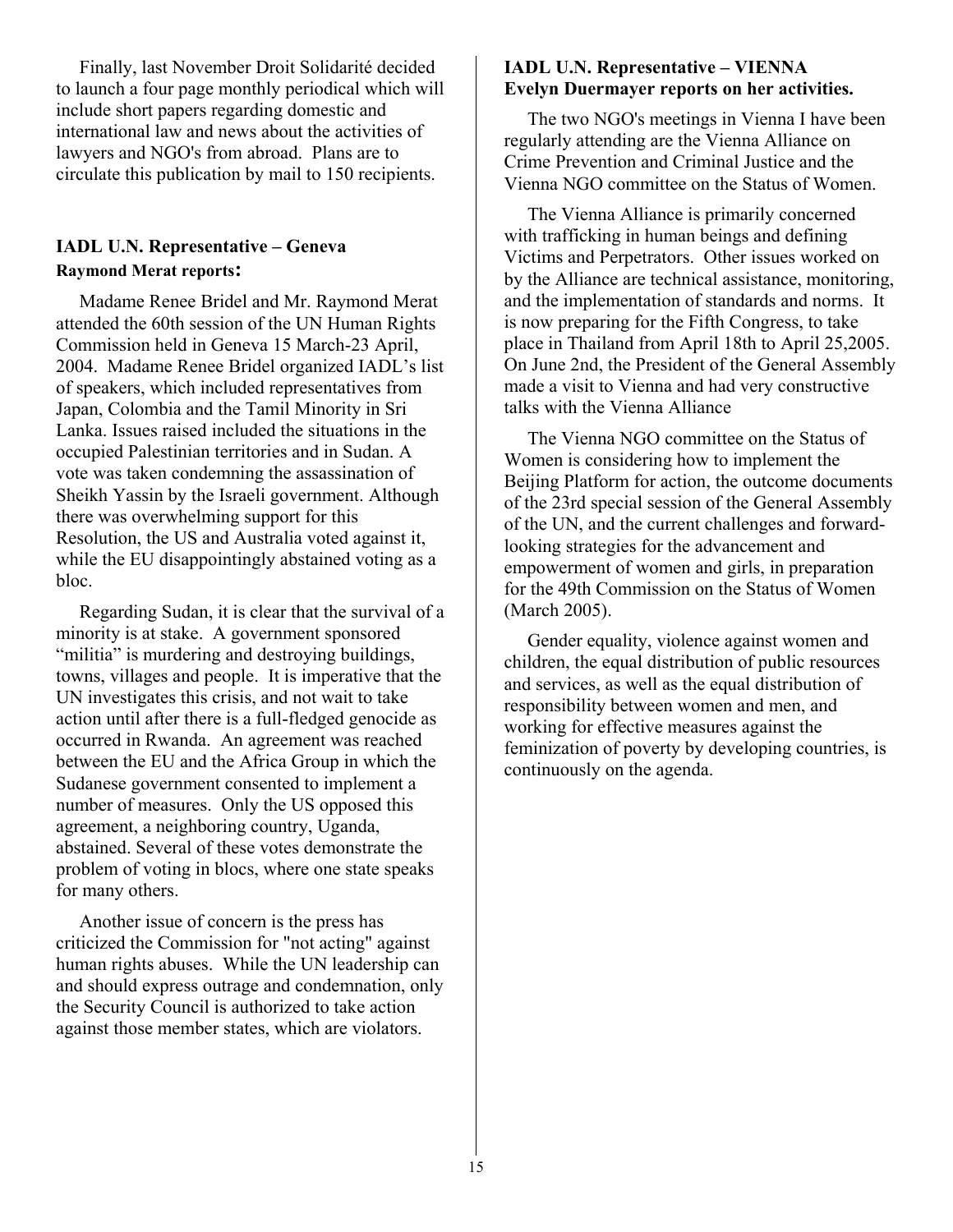Finally, last November Droit Solidarité decided to launch a four page monthly periodical which will include short papers regarding domestic and international law and news about the activities of lawyers and NGO's from abroad. Plans are to circulate this publication by mail to 150 recipients.

### IADL U.N. Representative – Geneva
**Raymond Merat reports:**

Madame Renee Bridel and Mr. Raymond Merat attended the 60th session of the UN Human Rights Commission held in Geneva 15 March-23 April, 2004. Madame Renee Bridel organized IADL's list of speakers, which included representatives from Japan, Colombia and the Tamil Minority in Sri Lanka. Issues raised included the situations in the occupied Palestinian territories and in Sudan. A vote was taken condemning the assassination of Sheikh Yassin by the Israeli government. Although there was overwhelming support for this Resolution, the US and Australia voted against it, while the EU disappointingly abstained voting as a bloc.

Regarding Sudan, it is clear that the survival of a minority is at stake. A government sponsored "militia" is murdering and destroying buildings, towns, villages and people. It is imperative that the UN investigates this crisis, and not wait to take action until after there is a full-fledged genocide as occurred in Rwanda. An agreement was reached between the EU and the Africa Group in which the Sudanese government consented to implement a number of measures. Only the US opposed this agreement, a neighboring country, Uganda, abstained. Several of these votes demonstrate the problem of voting in blocs, where one state speaks for many others.

Another issue of concern is the press has criticized the Commission for "not acting" against human rights abuses. While the UN leadership can and should express outrage and condemnation, only the Security Council is authorized to take action against those member states, which are violators.

### IADL U.N. Representative – VIENNA
**Evelyn Duermayer reports on her activities.**

The two NGO's meetings in Vienna I have been regularly attending are the Vienna Alliance on Crime Prevention and Criminal Justice and the Vienna NGO committee on the Status of Women.

The Vienna Alliance is primarily concerned with trafficking in human beings and defining Victims and Perpetrators. Other issues worked on by the Alliance are technical assistance, monitoring, and the implementation of standards and norms. It is now preparing for the Fifth Congress, to take place in Thailand from April 18th to April 25,2005. On June 2nd, the President of the General Assembly made a visit to Vienna and had very constructive talks with the Vienna Alliance

The Vienna NGO committee on the Status of Women is considering how to implement the Beijing Platform for action, the outcome documents of the 23rd special session of the General Assembly of the UN, and the current challenges and forward-looking strategies for the advancement and empowerment of women and girls, in preparation for the 49th Commission on the Status of Women (March 2005).

Gender equality, violence against women and children, the equal distribution of public resources and services, as well as the equal distribution of responsibility between women and men, and working for effective measures against the feminization of poverty by developing countries, is continuously on the agenda.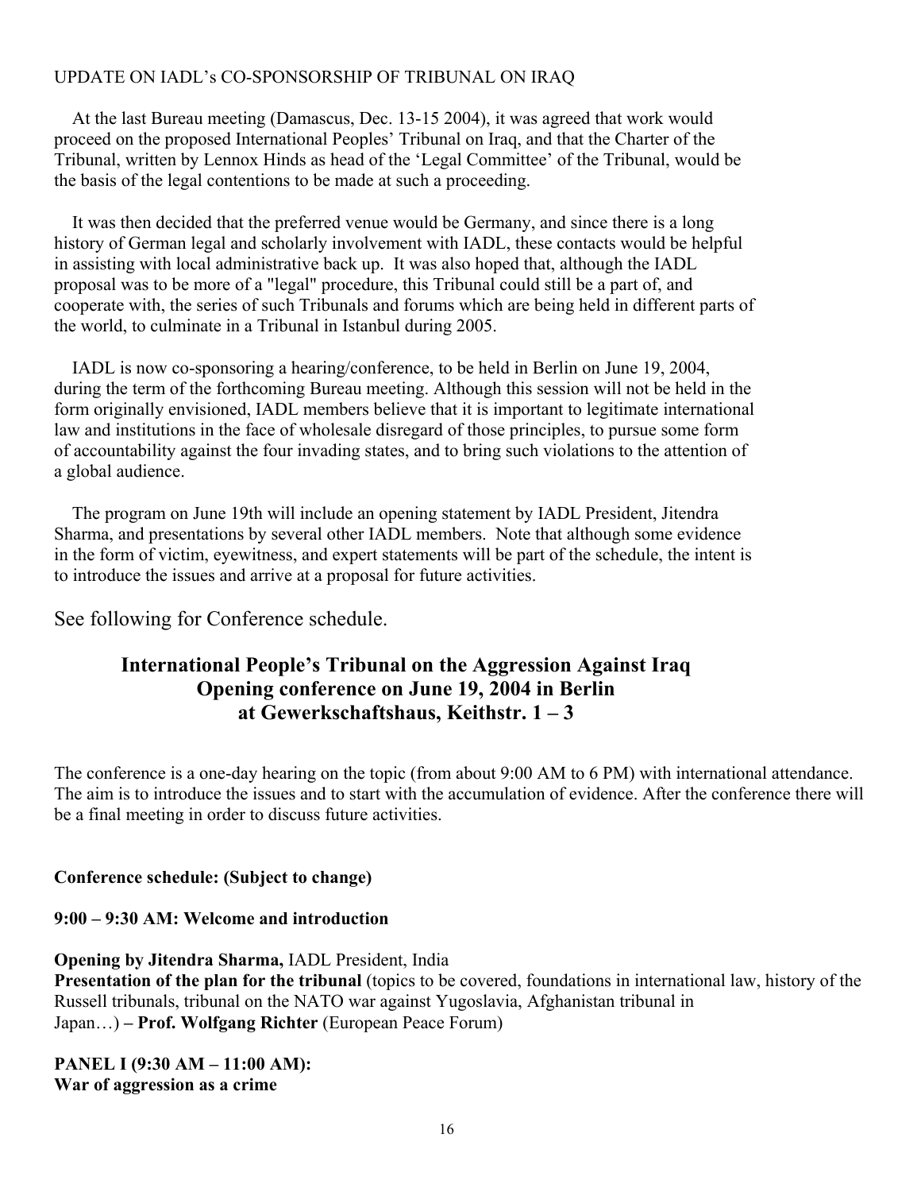UPDATE ON IADL's CO-SPONSORSHIP OF TRIBUNAL ON IRAQ

At the last Bureau meeting (Damascus, Dec. 13-15 2004), it was agreed that work would proceed on the proposed International Peoples' Tribunal on Iraq, and that the Charter of the Tribunal, written by Lennox Hinds as head of the 'Legal Committee' of the Tribunal, would be the basis of the legal contentions to be made at such a proceeding.

It was then decided that the preferred venue would be Germany, and since there is a long history of German legal and scholarly involvement with IADL, these contacts would be helpful in assisting with local administrative back up. It was also hoped that, although the IADL proposal was to be more of a "legal" procedure, this Tribunal could still be a part of, and cooperate with, the series of such Tribunals and forums which are being held in different parts of the world, to culminate in a Tribunal in Istanbul during 2005.

IADL is now co-sponsoring a hearing/conference, to be held in Berlin on June 19, 2004, during the term of the forthcoming Bureau meeting. Although this session will not be held in the form originally envisioned, IADL members believe that it is important to legitimate international law and institutions in the face of wholesale disregard of those principles, to pursue some form of accountability against the four invading states, and to bring such violations to the attention of a global audience.

The program on June 19th will include an opening statement by IADL President, Jitendra Sharma, and presentations by several other IADL members. Note that although some evidence in the form of victim, eyewitness, and expert statements will be part of the schedule, the intent is to introduce the issues and arrive at a proposal for future activities.

See following for Conference schedule.

## International People's Tribunal on the Aggression Against Iraq
## Opening conference on June 19, 2004 in Berlin
## at Gewerkschaftshaus, Keithstr. 1 – 3

The conference is a one-day hearing on the topic (from about 9:00 AM to 6 PM) with international attendance. The aim is to introduce the issues and to start with the accumulation of evidence. After the conference there will be a final meeting in order to discuss future activities.

**Conference schedule: (Subject to change)**

**9:00 – 9:30 AM: Welcome and introduction**

**Opening by Jitendra Sharma,** IADL President, India
**Presentation of the plan for the tribunal** (topics to be covered, foundations in international law, history of the Russell tribunals, tribunal on the NATO war against Yugoslavia, Afghanistan tribunal in Japan…) **– Prof. Wolfgang Richter** (European Peace Forum)

**PANEL I (9:30 AM – 11:00 AM):**
**War of aggression as a crime**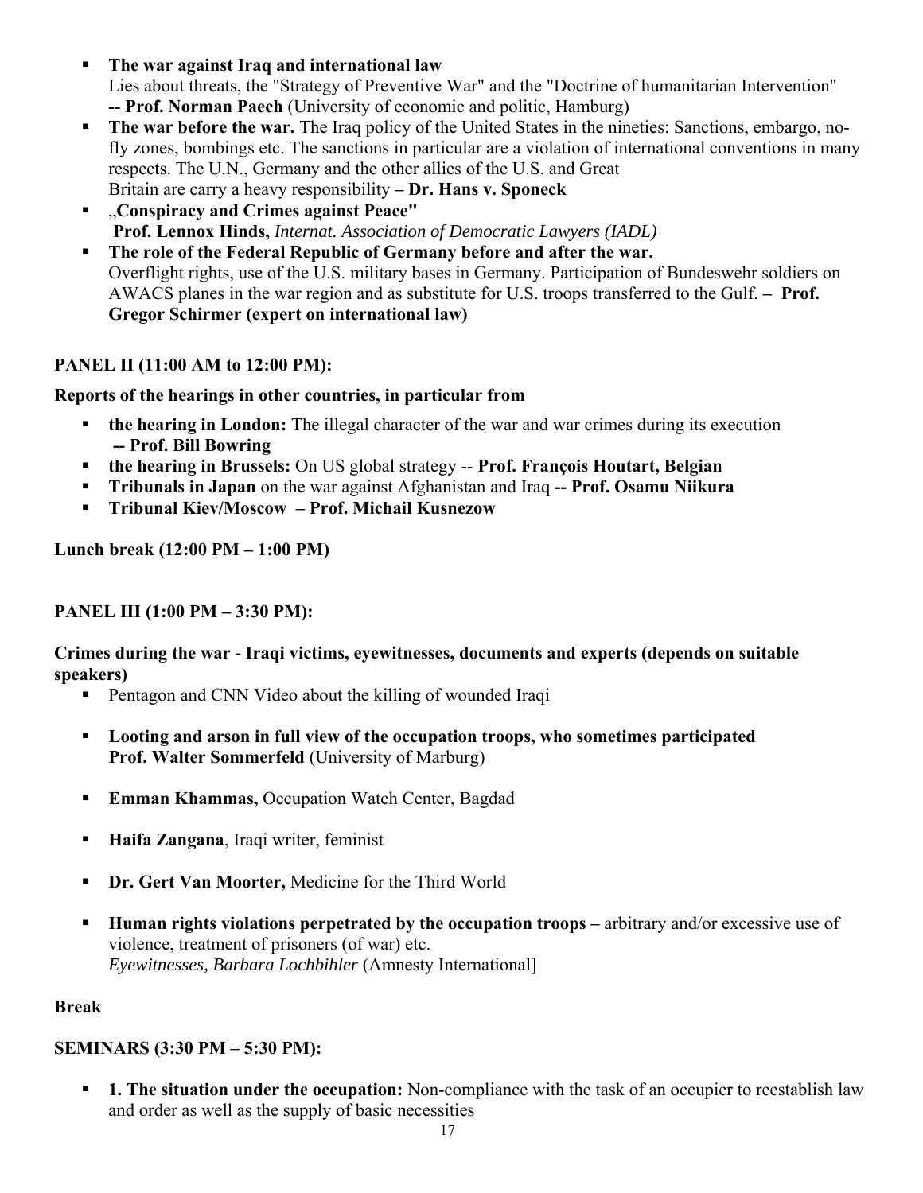- **The war against Iraq and international law**
  Lies about threats, the "Strategy of Preventive War" and the "Doctrine of humanitarian Intervention" **-- Prof. Norman Paech** (University of economic and politic, Hamburg)
- **The war before the war.** The Iraq policy of the United States in the nineties: Sanctions, embargo, no-fly zones, bombings etc. The sanctions in particular are a violation of international conventions in many respects. The U.N., Germany and the other allies of the U.S. and Great Britain are carry a heavy responsibility **– Dr. Hans v. Sponeck**
- „**Conspiracy and Crimes against Peace"**
  **Prof. Lennox Hinds,** *Internat. Association of Democratic Lawyers (IADL)*
- **The role of the Federal Republic of Germany before and after the war.**
  Overflight rights, use of the U.S. military bases in Germany. Participation of Bundeswehr soldiers on AWACS planes in the war region and as substitute for U.S. troops transferred to the Gulf. **– Prof. Gregor Schirmer (expert on international law)**

**PANEL II (11:00 AM to 12:00 PM):**

**Reports of the hearings in other countries, in particular from**

- **the hearing in London:** The illegal character of the war and war crimes during its execution **-- Prof. Bill Bowring**
- **the hearing in Brussels:** On US global strategy -- **Prof. François Houtart, Belgian**
- **Tribunals in Japan** on the war against Afghanistan and Iraq **-- Prof. Osamu Niikura**
- **Tribunal Kiev/Moscow – Prof. Michail Kusnezow**

**Lunch break (12:00 PM – 1:00 PM)**

**PANEL III (1:00 PM – 3:30 PM):**

**Crimes during the war - Iraqi victims, eyewitnesses, documents and experts (depends on suitable speakers)**

- Pentagon and CNN Video about the killing of wounded Iraqi
- **Looting and arson in full view of the occupation troops, who sometimes participated**
  **Prof. Walter Sommerfeld** (University of Marburg)
- **Emman Khammas,** Occupation Watch Center, Bagdad
- **Haifa Zangana**, Iraqi writer, feminist
- **Dr. Gert Van Moorter,** Medicine for the Third World
- **Human rights violations perpetrated by the occupation troops –** arbitrary and/or excessive use of violence, treatment of prisoners (of war) etc.
  *Eyewitnesses, Barbara Lochbihler* (Amnesty International]

**Break**

**SEMINARS (3:30 PM – 5:30 PM):**

- **1. The situation under the occupation:** Non-compliance with the task of an occupier to reestablish law and order as well as the supply of basic necessities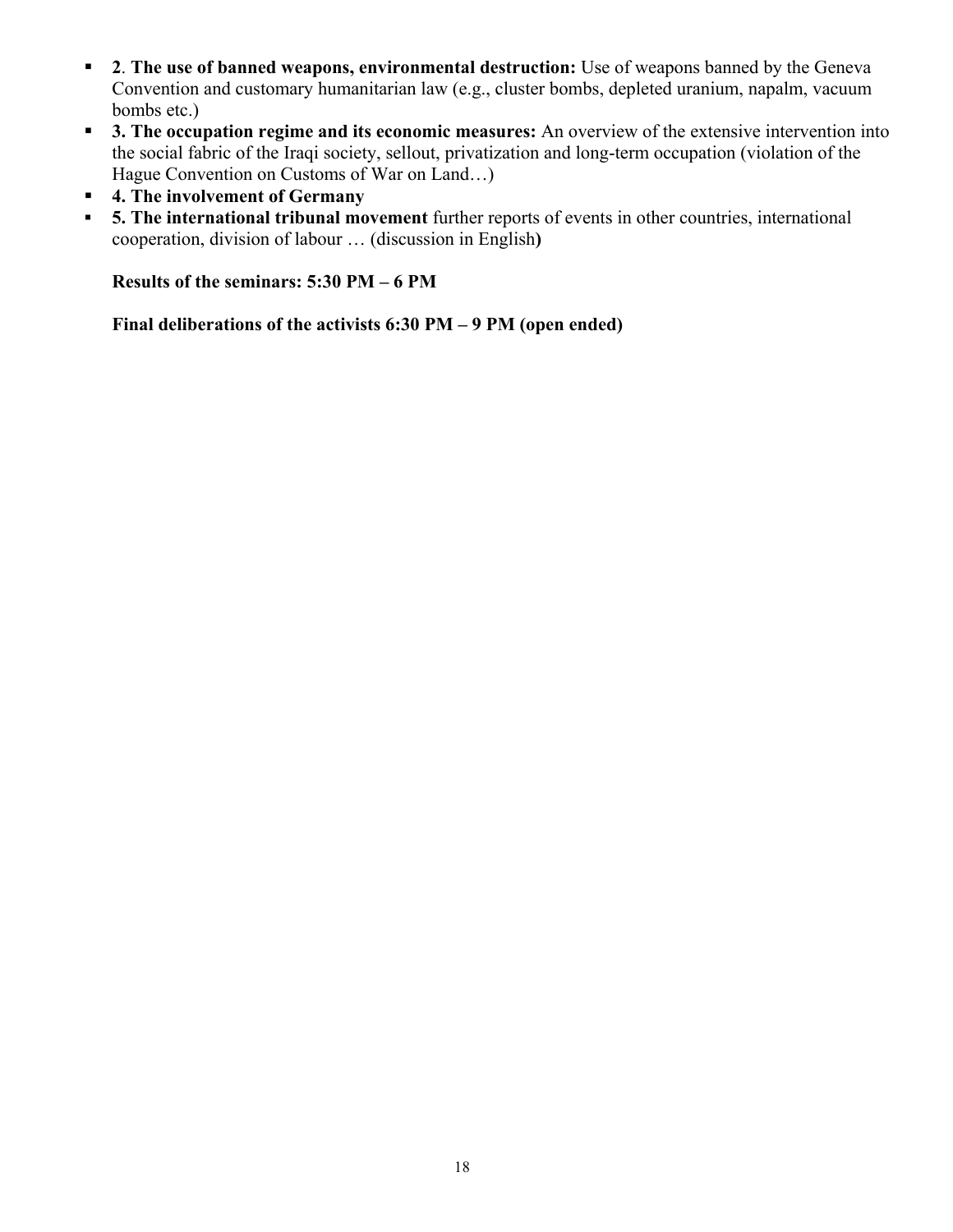- **2**. **The use of banned weapons, environmental destruction:** Use of weapons banned by the Geneva Convention and customary humanitarian law (e.g., cluster bombs, depleted uranium, napalm, vacuum bombs etc.)
- **3. The occupation regime and its economic measures:** An overview of the extensive intervention into the social fabric of the Iraqi society, sellout, privatization and long-term occupation (violation of the Hague Convention on Customs of War on Land…)
- **4. The involvement of Germany**
- **5. The international tribunal movement** further reports of events in other countries, international cooperation, division of labour … (discussion in English**)**

**Results of the seminars: 5:30 PM – 6 PM**

**Final deliberations of the activists 6:30 PM – 9 PM (open ended)**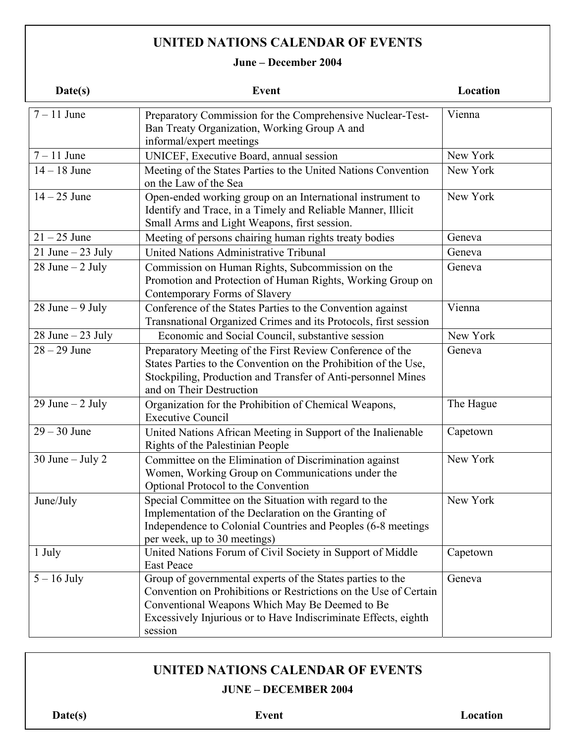## UNITED NATIONS CALENDAR OF EVENTS

**June – December 2004**

| Date(s) | Event | Location |
|---|---|---|
| 7 – 11 June | Preparatory Commission for the Comprehensive Nuclear-Test-Ban Treaty Organization, Working Group A and informal/expert meetings | Vienna |
| 7 – 11 June | UNICEF, Executive Board, annual session | New York |
| 14 – 18 June | Meeting of the States Parties to the United Nations Convention on the Law of the Sea | New York |
| 14 – 25 June | Open-ended working group on an International instrument to Identify and Trace, in a Timely and Reliable Manner, Illicit Small Arms and Light Weapons, first session. | New York |
| 21 – 25 June | Meeting of persons chairing human rights treaty bodies | Geneva |
| 21 June – 23 July | United Nations Administrative Tribunal | Geneva |
| 28 June – 2 July | Commission on Human Rights, Subcommission on the Promotion and Protection of Human Rights, Working Group on Contemporary Forms of Slavery | Geneva |
| 28 June – 9 July | Conference of the States Parties to the Convention against Transnational Organized Crimes and its Protocols, first session | Vienna |
| 28 June – 23 July | Economic and Social Council, substantive session | New York |
| 28 – 29 June | Preparatory Meeting of the First Review Conference of the States Parties to the Convention on the Prohibition of the Use, Stockpiling, Production and Transfer of Anti-personnel Mines and on Their Destruction | Geneva |
| 29 June – 2 July | Organization for the Prohibition of Chemical Weapons, Executive Council | The Hague |
| 29 – 30 June | United Nations African Meeting in Support of the Inalienable Rights of the Palestinian People | Capetown |
| 30 June – July 2 | Committee on the Elimination of Discrimination against Women, Working Group on Communications under the Optional Protocol to the Convention | New York |
| June/July | Special Committee on the Situation with regard to the Implementation of the Declaration on the Granting of Independence to Colonial Countries and Peoples (6-8 meetings per week, up to 30 meetings) | New York |
| 1 July | United Nations Forum of Civil Society in Support of Middle East Peace | Capetown |
| 5 – 16 July | Group of governmental experts of the States parties to the Convention on Prohibitions or Restrictions on the Use of Certain Conventional Weapons Which May Be Deemed to Be Excessively Injurious or to Have Indiscriminate Effects, eighth session | Geneva |

## UNITED NATIONS CALENDAR OF EVENTS

**JUNE – DECEMBER 2004**

| Date(s) | Event | Location |
|---|---|---|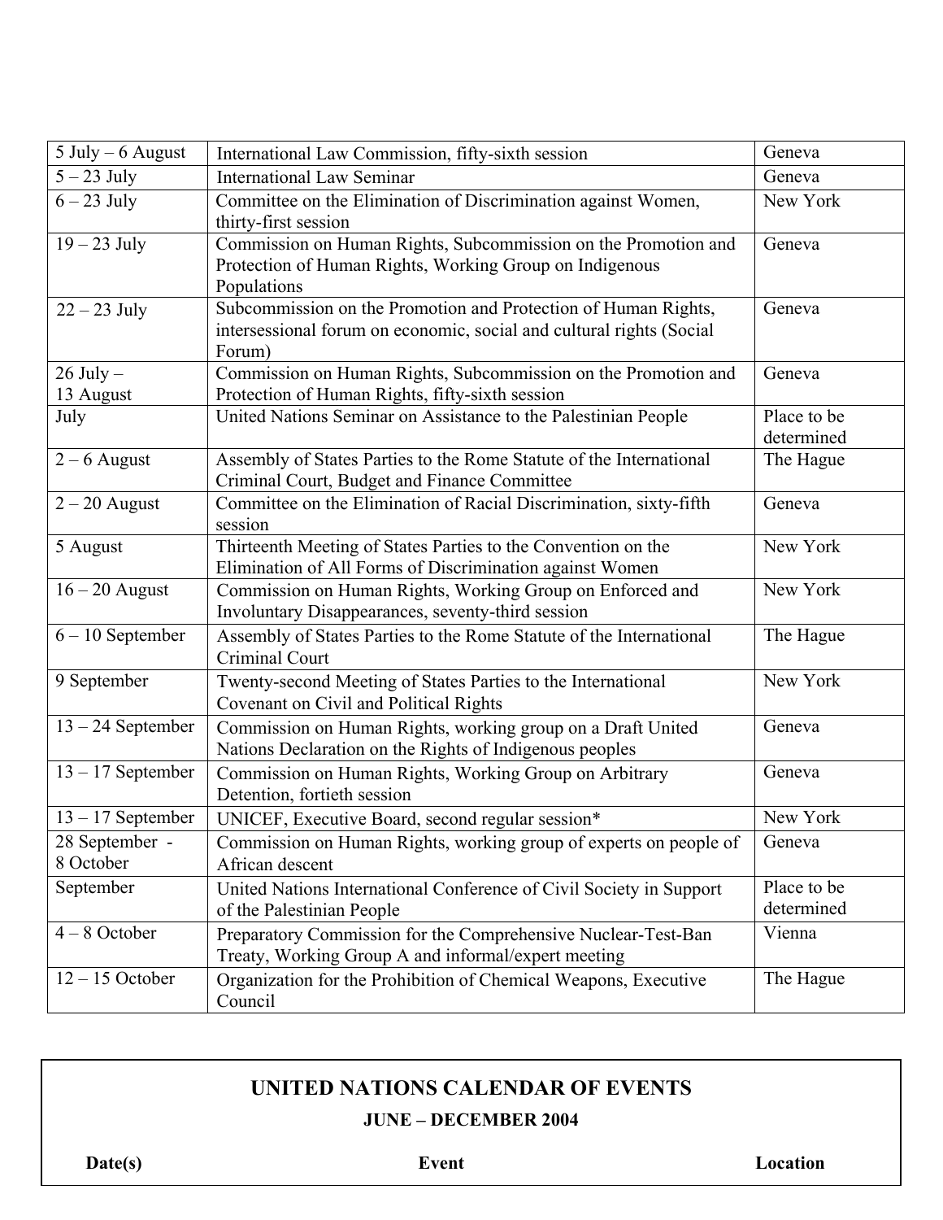| | | |
|---|---|---|
| 5 July – 6 August | International Law Commission, fifty-sixth session | Geneva |
| 5 – 23 July | International Law Seminar | Geneva |
| 6 – 23 July | Committee on the Elimination of Discrimination against Women, thirty-first session | New York |
| 19 – 23 July | Commission on Human Rights, Subcommission on the Promotion and Protection of Human Rights, Working Group on Indigenous Populations | Geneva |
| 22 – 23 July | Subcommission on the Promotion and Protection of Human Rights, intersessional forum on economic, social and cultural rights (Social Forum) | Geneva |
| 26 July – 13 August | Commission on Human Rights, Subcommission on the Promotion and Protection of Human Rights, fifty-sixth session | Geneva |
| July | United Nations Seminar on Assistance to the Palestinian People | Place to be determined |
| 2 – 6 August | Assembly of States Parties to the Rome Statute of the International Criminal Court, Budget and Finance Committee | The Hague |
| 2 – 20 August | Committee on the Elimination of Racial Discrimination, sixty-fifth session | Geneva |
| 5 August | Thirteenth Meeting of States Parties to the Convention on the Elimination of All Forms of Discrimination against Women | New York |
| 16 – 20 August | Commission on Human Rights, Working Group on Enforced and Involuntary Disappearances, seventy-third session | New York |
| 6 – 10 September | Assembly of States Parties to the Rome Statute of the International Criminal Court | The Hague |
| 9 September | Twenty-second Meeting of States Parties to the International Covenant on Civil and Political Rights | New York |
| 13 – 24 September | Commission on Human Rights, working group on a Draft United Nations Declaration on the Rights of Indigenous peoples | Geneva |
| 13 – 17 September | Commission on Human Rights, Working Group on Arbitrary Detention, fortieth session | Geneva |
| 13 – 17 September | UNICEF, Executive Board, second regular session* | New York |
| 28 September - 8 October | Commission on Human Rights, working group of experts on people of African descent | Geneva |
| September | United Nations International Conference of Civil Society in Support of the Palestinian People | Place to be determined |
| 4 – 8 October | Preparatory Commission for the Comprehensive Nuclear-Test-Ban Treaty, Working Group A and informal/expert meeting | Vienna |
| 12 – 15 October | Organization for the Prohibition of Chemical Weapons, Executive Council | The Hague |

## UNITED NATIONS CALENDAR OF EVENTS

### JUNE – DECEMBER 2004

| Date(s) | Event | Location |
|---|---|---|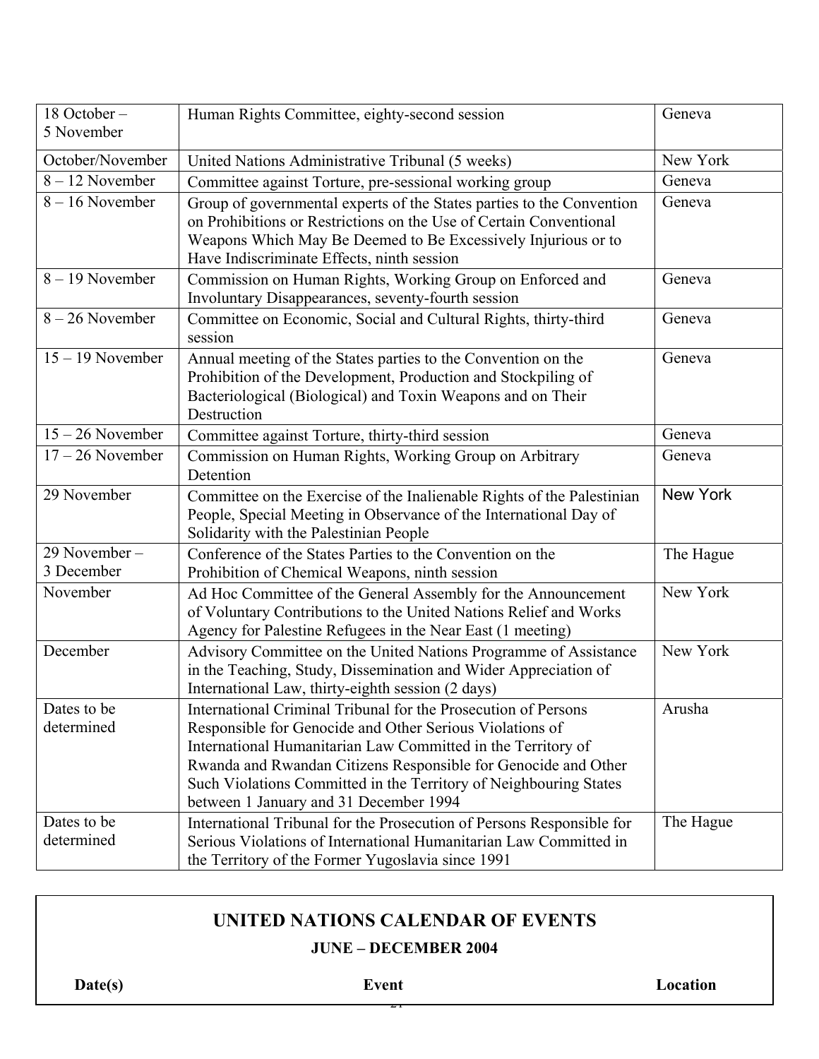| Date(s) | Event | Location |
| --- | --- | --- |
| 18 October – 5 November | Human Rights Committee, eighty-second session | Geneva |
| October/November | United Nations Administrative Tribunal (5 weeks) | New York |
| 8 – 12 November | Committee against Torture, pre-sessional working group | Geneva |
| 8 – 16 November | Group of governmental experts of the States parties to the Convention on Prohibitions or Restrictions on the Use of Certain Conventional Weapons Which May Be Deemed to Be Excessively Injurious or to Have Indiscriminate Effects, ninth session | Geneva |
| 8 – 19 November | Commission on Human Rights, Working Group on Enforced and Involuntary Disappearances, seventy-fourth session | Geneva |
| 8 – 26 November | Committee on Economic, Social and Cultural Rights, thirty-third session | Geneva |
| 15 – 19 November | Annual meeting of the States parties to the Convention on the Prohibition of the Development, Production and Stockpiling of Bacteriological (Biological) and Toxin Weapons and on Their Destruction | Geneva |
| 15 – 26 November | Committee against Torture, thirty-third session | Geneva |
| 17 – 26 November | Commission on Human Rights, Working Group on Arbitrary Detention | Geneva |
| 29 November | Committee on the Exercise of the Inalienable Rights of the Palestinian People, Special Meeting in Observance of the International Day of Solidarity with the Palestinian People | New York |
| 29 November – 3 December | Conference of the States Parties to the Convention on the Prohibition of Chemical Weapons, ninth session | The Hague |
| November | Ad Hoc Committee of the General Assembly for the Announcement of Voluntary Contributions to the United Nations Relief and Works Agency for Palestine Refugees in the Near East (1 meeting) | New York |
| December | Advisory Committee on the United Nations Programme of Assistance in the Teaching, Study, Dissemination and Wider Appreciation of International Law, thirty-eighth session (2 days) | New York |
| Dates to be determined | International Criminal Tribunal for the Prosecution of Persons Responsible for Genocide and Other Serious Violations of International Humanitarian Law Committed in the Territory of Rwanda and Rwandan Citizens Responsible for Genocide and Other Such Violations Committed in the Territory of Neighbouring States between 1 January and 31 December 1994 | Arusha |
| Dates to be determined | International Tribunal for the Prosecution of Persons Responsible for Serious Violations of International Humanitarian Law Committed in the Territory of the Former Yugoslavia since 1991 | The Hague |

## UNITED NATIONS CALENDAR OF EVENTS

### JUNE – DECEMBER 2004

| Date(s) | Event | Location |
| --- | --- | --- |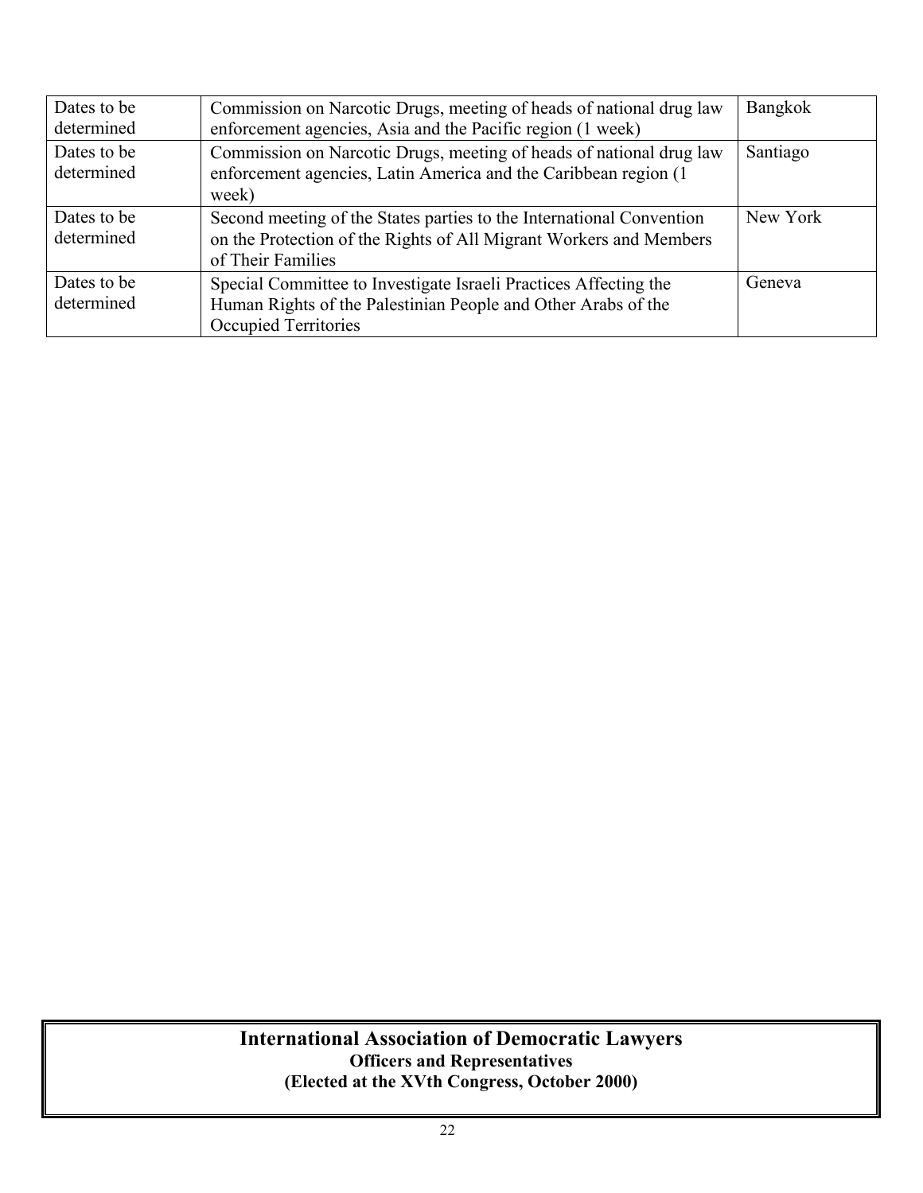| Dates to be determined | Commission on Narcotic Drugs, meeting of heads of national drug law enforcement agencies, Asia and the Pacific region (1 week) | Bangkok |
|---|---|---|
| Dates to be determined | Commission on Narcotic Drugs, meeting of heads of national drug law enforcement agencies, Latin America and the Caribbean region (1 week) | Santiago |
| Dates to be determined | Second meeting of the States parties to the International Convention on the Protection of the Rights of All Migrant Workers and Members of Their Families | New York |
| Dates to be determined | Special Committee to Investigate Israeli Practices Affecting the Human Rights of the Palestinian People and Other Arabs of the Occupied Territories | Geneva |

## International Association of Democratic Lawyers

**Officers and Representatives**

**(Elected at the XVth Congress, October 2000)**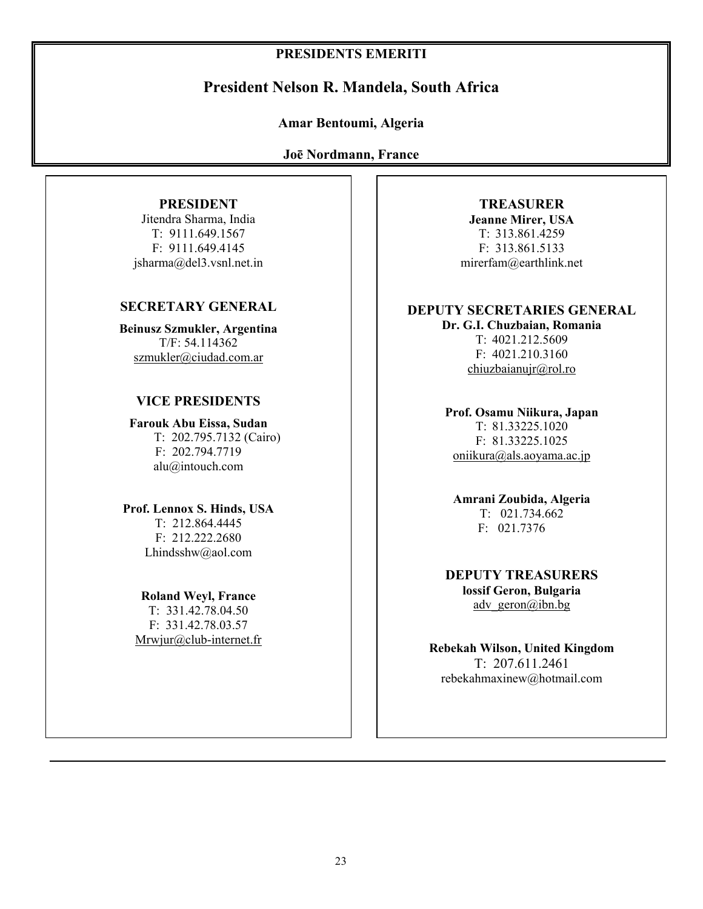## PRESIDENTS EMERITI

### President Nelson R. Mandela, South Africa

**Amar Bentoumi, Algeria**

**Joē Nordmann, France**

### PRESIDENT

Jitendra Sharma, India
T: 9111.649.1567
F: 9111.649.4145
jsharma@del3.vsnl.net.in

### SECRETARY GENERAL

**Beinusz Szmukler, Argentina**
T/F: 54.114362
szmukler@ciudad.com.ar

### VICE PRESIDENTS

**Farouk Abu Eissa, Sudan**
T: 202.795.7132 (Cairo)
F: 202.794.7719
alu@intouch.com

**Prof. Lennox S. Hinds, USA**
T: 212.864.4445
F: 212.222.2680
Lhindsshw@aol.com

**Roland Weyl, France**
T: 331.42.78.04.50
F: 331.42.78.03.57
Mrwjur@club-internet.fr

### TREASURER

**Jeanne Mirer, USA**
T: 313.861.4259
F: 313.861.5133
mirerfam@earthlink.net

### DEPUTY SECRETARIES GENERAL

**Dr. G.I. Chuzbaian, Romania**
T: 4021.212.5609
F: 4021.210.3160
chiuzbaianujr@rol.ro

**Prof. Osamu Niikura, Japan**
T: 81.33225.1020
F: 81.33225.1025
oniikura@als.aoyama.ac.jp

**Amrani Zoubida, Algeria**
T: 021.734.662
F: 021.7376

### DEPUTY TREASURERS

**lossif Geron, Bulgaria**
adv_geron@ibn.bg

**Rebekah Wilson, United Kingdom**
T: 207.611.2461
rebekahmaxinew@hotmail.com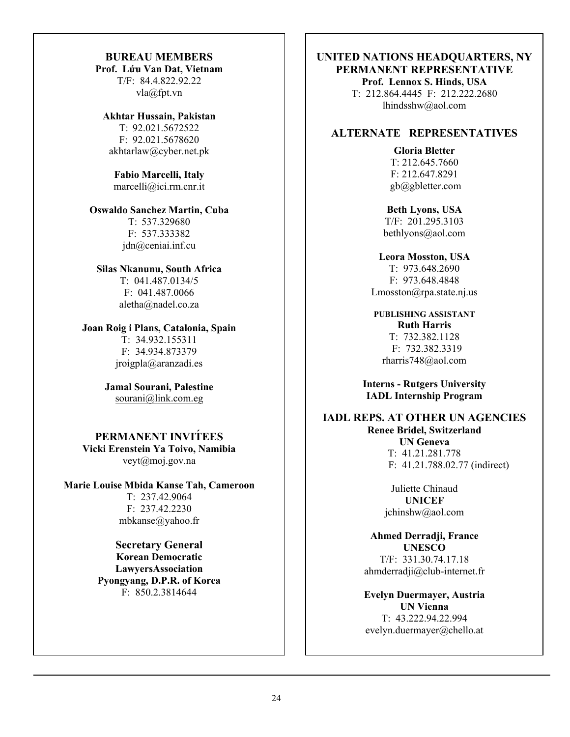## BUREAU MEMBERS

**Prof. Lứu Van Dat, Vietnam**
T/F: 84.4.822.92.22
vla@fpt.vn

**Akhtar Hussain, Pakistan**
T: 92.021.5672522
F: 92.021.5678620
akhtarlaw@cyber.net.pk

**Fabio Marcelli, Italy**
marcelli@ici.rm.cnr.it

**Oswaldo Sanchez Martin, Cuba**
T: 537.329680
F: 537.333382
jdn@ceniai.inf.cu

**Silas Nkanunu, South Africa**
T: 041.487.0134/5
F: 041.487.0066
aletha@nadel.co.za

**Joan Roig i Plans, Catalonia, Spain**
T: 34.932.155311
F: 34.934.873379
jroigpla@aranzadi.es

**Jamal Sourani, Palestine**
sourani@link.com.eg

## PERMANENT INVITÉES

**Vicki Erenstein Ya Toivo, Namibia**
veyt@moj.gov.na

**Marie Louise Mbida Kanse Tah, Cameroon**
T: 237.42.9064
F: 237.42.2230
mbkanse@yahoo.fr

**Secretary General**
**Korean Democratic LawyersAssociation**
**Pyongyang, D.P.R. of Korea**
F: 850.2.3814644

## UNITED NATIONS HEADQUARTERS, NY PERMANENT REPRESENTATIVE

**Prof. Lennox S. Hinds, USA**
T: 212.864.4445 F: 212.222.2680
lhindsshw@aol.com

## ALTERNATE REPRESENTATIVES

**Gloria Bletter**
T: 212.645.7660
F: 212.647.8291
gb@gbletter.com

**Beth Lyons, USA**
T/F: 201.295.3103
bethlyons@aol.com

**Leora Mosston, USA**
T: 973.648.2690
F: 973.648.4848
Lmosston@rpa.state.nj.us

**PUBLISHING ASSISTANT**
**Ruth Harris**
T: 732.382.1128
F: 732.382.3319
rharris748@aol.com

**Interns - Rutgers University**
**IADL Internship Program**

## IADL REPS. AT OTHER UN AGENCIES

**Renee Bridel, Switzerland**
**UN Geneva**
T: 41.21.281.778
F: 41.21.788.02.77 (indirect)

Juliette Chinaud
**UNICEF**
jchinshw@aol.com

**Ahmed Derradji, France**
**UNESCO**
T/F: 331.30.74.17.18
ahmderradji@club-internet.fr

**Evelyn Duermayer, Austria**
**UN Vienna**
T: 43.222.94.22.994
evelyn.duermayer@chello.at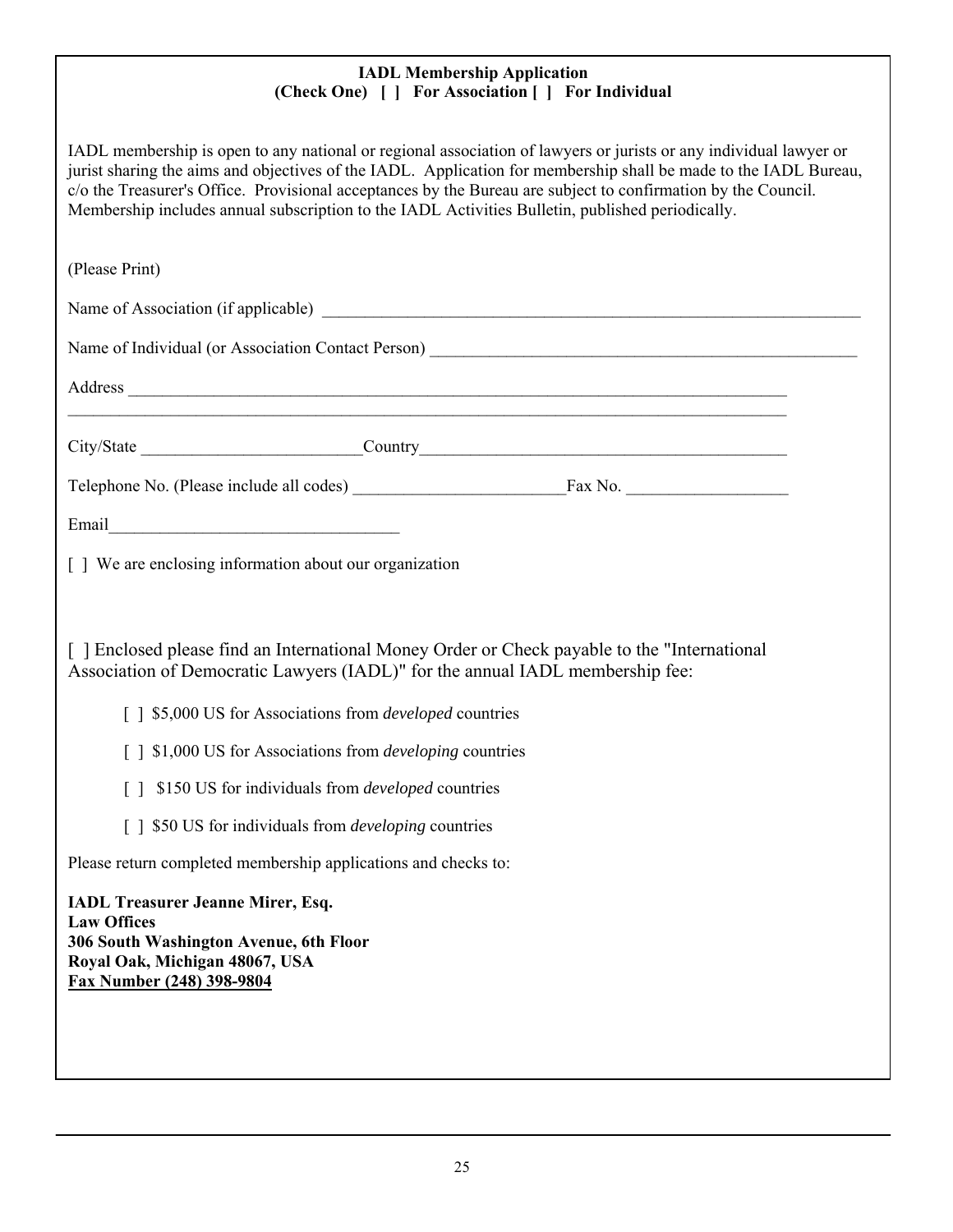**IADL Membership Application**
**(Check One) [ ] For Association [ ] For Individual**

IADL membership is open to any national or regional association of lawyers or jurists or any individual lawyer or jurist sharing the aims and objectives of the IADL. Application for membership shall be made to the IADL Bureau, c/o the Treasurer's Office. Provisional acceptances by the Bureau are subject to confirmation by the Council. Membership includes annual subscription to the IADL Activities Bulletin, published periodically.

(Please Print)

Name of Association (if applicable) ______________________________________________________________

Name of Individual (or Association Contact Person) ________________________________________________

Address ____________________________________________________________________________

____________________________________________________________________________________

City/State __________________________Country___________________________________________

Telephone No. (Please include all codes) _________________________Fax No. ___________________

Email_________________________________

[ ] We are enclosing information about our organization

[ ] Enclosed please find an International Money Order or Check payable to the "International Association of Democratic Lawyers (IADL)" for the annual IADL membership fee:

- [ ] $5,000 US for Associations from *developed* countries
- [ ] $1,000 US for Associations from *developing* countries
- [ ] $150 US for individuals from *developed* countries
- [ ] $50 US for individuals from *developing* countries

Please return completed membership applications and checks to:

**IADL Treasurer Jeanne Mirer, Esq.**
**Law Offices**
**306 South Washington Avenue, 6th Floor**
**Royal Oak, Michigan 48067, USA**
**Fax Number (248) 398-9804**